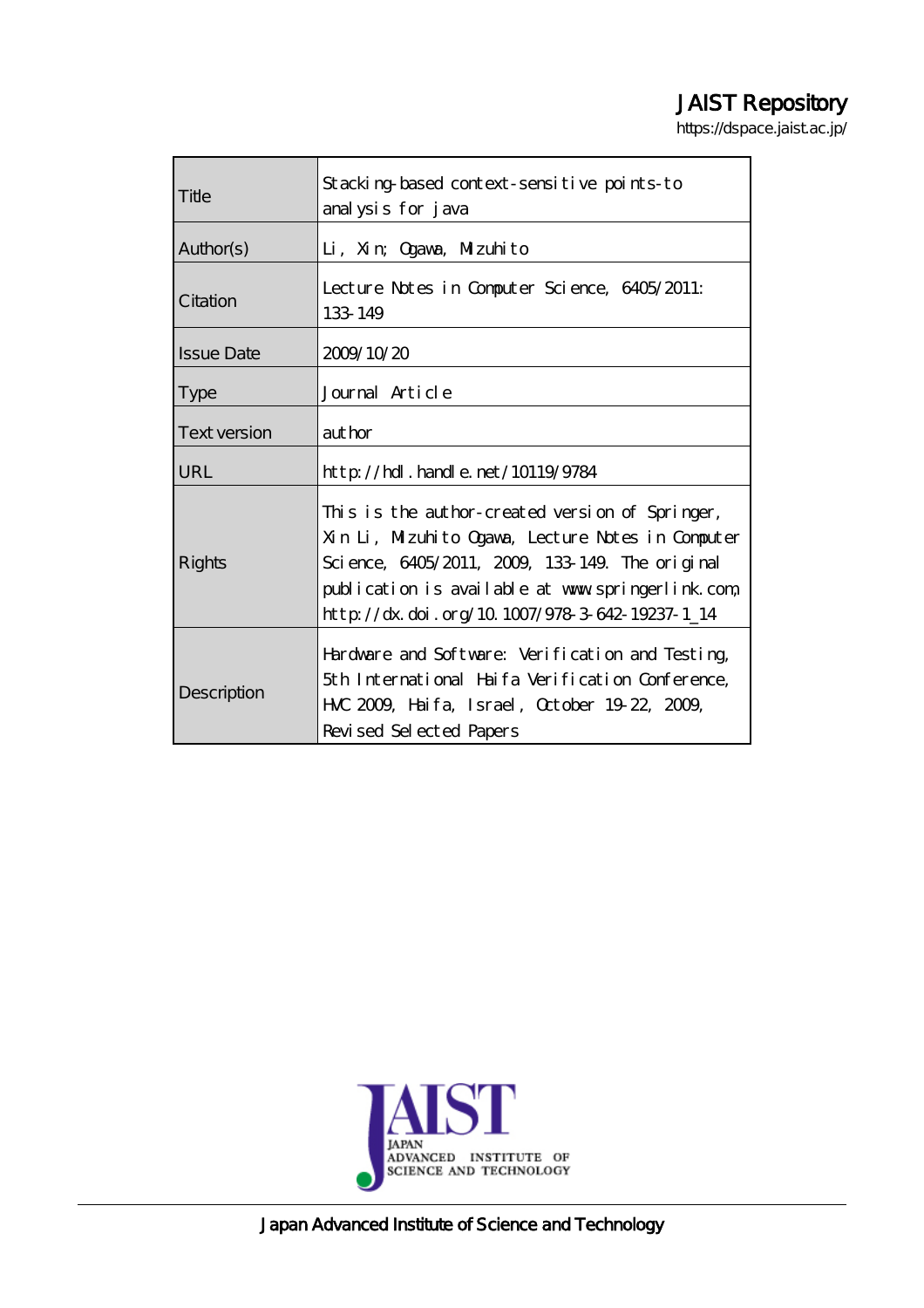# JAIST Repository

https://dspace.jaist.ac.jp/

| Title | Stacking-based context-sensitive points-to analysis for java |
|---|---|
| Author(s) | Li, Xin; Ogawa, Mizuhito |
| Citation | Lecture Notes in Computer Science, 6405/2011: 133-149 |
| Issue Date | 2009/10/20 |
| Type | Journal Article |
| Text version | author |
| URL | http://hdl.handle.net/10119/9784 |
| Rights | This is the author-created version of Springer, Xin Li, Mizuhito Ogawa, Lecture Notes in Computer Science, 6405/2011, 2009, 133-149. The original publication is available at www.springerlink.com, http://dx.doi.org/10.1007/978-3-642-19237-1_14 |
| Description | Hardware and Software: Verification and Testing, 5th International Haifa Verification Conference, HVC 2009, Haifa, Israel, October 19-22, 2009, Revised Selected Papers |

JAIST
JAPAN ADVANCED INSTITUTE OF SCIENCE AND TECHNOLOGY

Japan Advanced Institute of Science and Technology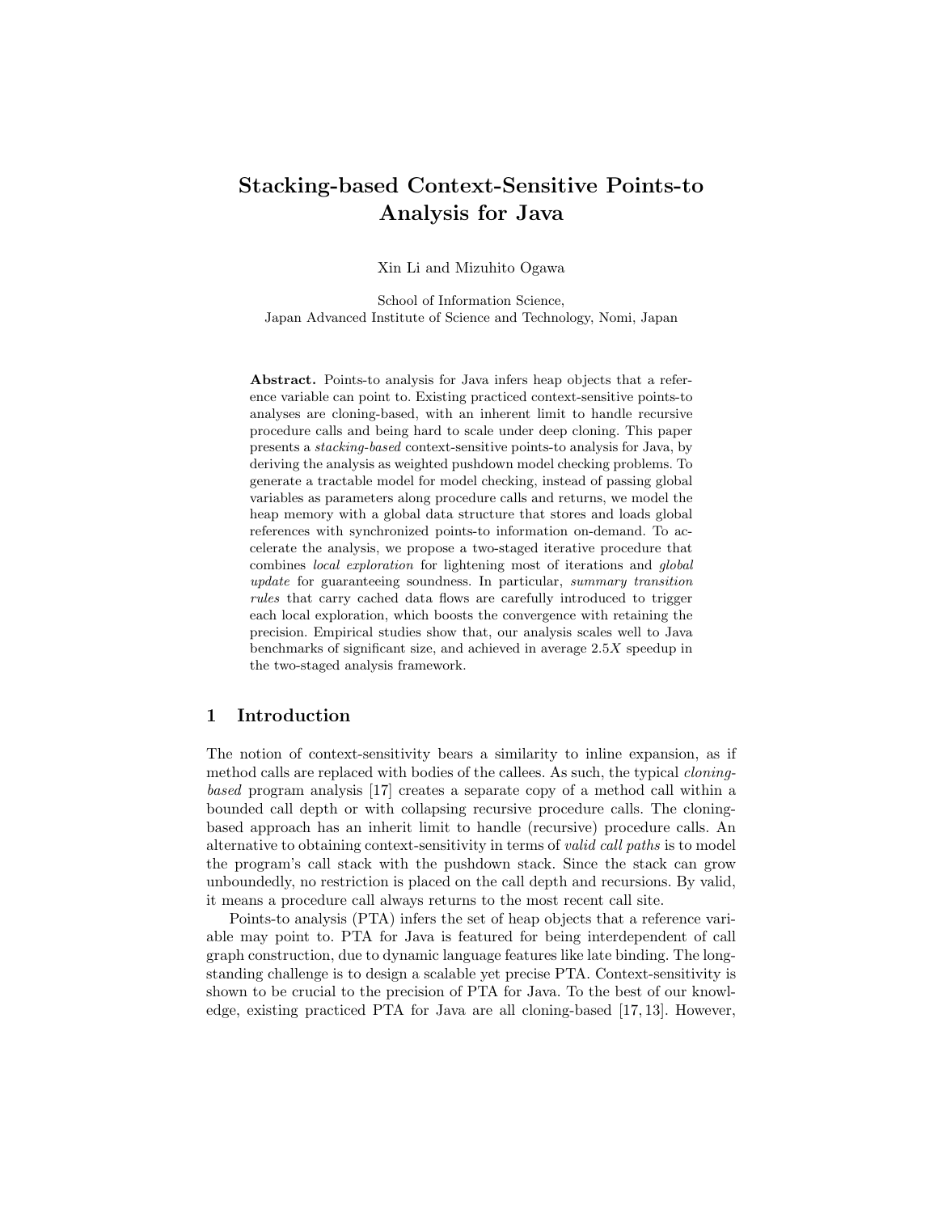# Stacking-based Context-Sensitive Points-to Analysis for Java

Xin Li and Mizuhito Ogawa

School of Information Science,
Japan Advanced Institute of Science and Technology, Nomi, Japan

**Abstract.** Points-to analysis for Java infers heap objects that a reference variable can point to. Existing practiced context-sensitive points-to analyses are cloning-based, with an inherent limit to handle recursive procedure calls and being hard to scale under deep cloning. This paper presents a *stacking-based* context-sensitive points-to analysis for Java, by deriving the analysis as weighted pushdown model checking problems. To generate a tractable model for model checking, instead of passing global variables as parameters along procedure calls and returns, we model the heap memory with a global data structure that stores and loads global references with synchronized points-to information on-demand. To accelerate the analysis, we propose a two-staged iterative procedure that combines *local exploration* for lightening most of iterations and *global update* for guaranteeing soundness. In particular, *summary transition rules* that carry cached data flows are carefully introduced to trigger each local exploration, which boosts the convergence with retaining the precision. Empirical studies show that, our analysis scales well to Java benchmarks of significant size, and achieved in average 2.5$X$ speedup in the two-staged analysis framework.

## 1 Introduction

The notion of context-sensitivity bears a similarity to inline expansion, as if method calls are replaced with bodies of the callees. As such, the typical *cloning-based* program analysis [17] creates a separate copy of a method call within a bounded call depth or with collapsing recursive procedure calls. The cloning-based approach has an inherit limit to handle (recursive) procedure calls. An alternative to obtaining context-sensitivity in terms of *valid call paths* is to model the program's call stack with the pushdown stack. Since the stack can grow unboundedly, no restriction is placed on the call depth and recursions. By valid, it means a procedure call always returns to the most recent call site.

Points-to analysis (PTA) infers the set of heap objects that a reference variable may point to. PTA for Java is featured for being interdependent of call graph construction, due to dynamic language features like late binding. The long-standing challenge is to design a scalable yet precise PTA. Context-sensitivity is shown to be crucial to the precision of PTA for Java. To the best of our knowledge, existing practiced PTA for Java are all cloning-based [17, 13]. However,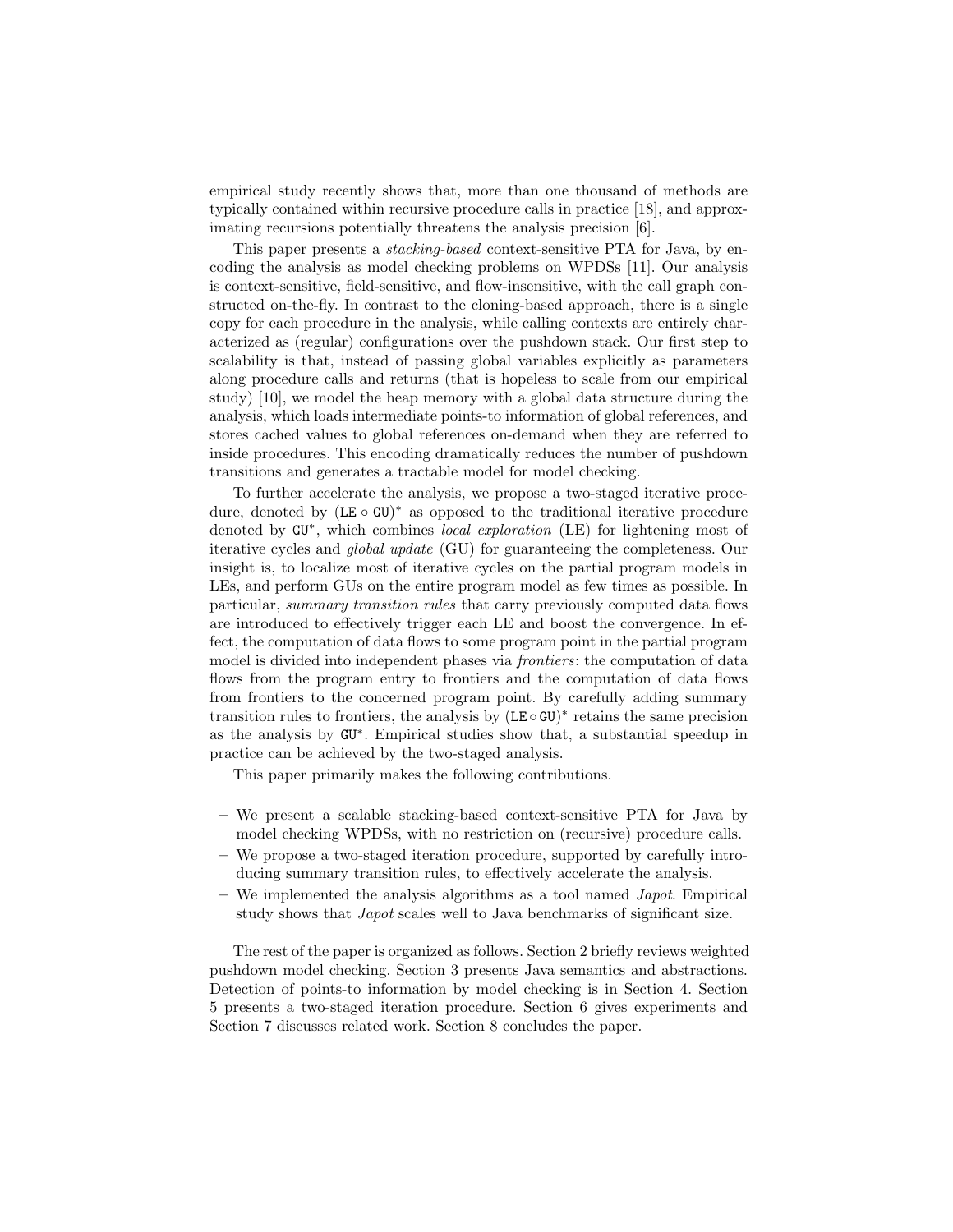empirical study recently shows that, more than one thousand of methods are typically contained within recursive procedure calls in practice [18], and approximating recursions potentially threatens the analysis precision [6].

This paper presents a *stacking-based* context-sensitive PTA for Java, by encoding the analysis as model checking problems on WPDSs [11]. Our analysis is context-sensitive, field-sensitive, and flow-insensitive, with the call graph constructed on-the-fly. In contrast to the cloning-based approach, there is a single copy for each procedure in the analysis, while calling contexts are entirely characterized as (regular) configurations over the pushdown stack. Our first step to scalability is that, instead of passing global variables explicitly as parameters along procedure calls and returns (that is hopeless to scale from our empirical study) [10], we model the heap memory with a global data structure during the analysis, which loads intermediate points-to information of global references, and stores cached values to global references on-demand when they are referred to inside procedures. This encoding dramatically reduces the number of pushdown transitions and generates a tractable model for model checking.

To further accelerate the analysis, we propose a two-staged iterative procedure, denoted by $(\texttt{LE} \circ \texttt{GU})^*$ as opposed to the traditional iterative procedure denoted by $\texttt{GU}^*$, which combines *local exploration* (LE) for lightening most of iterative cycles and *global update* (GU) for guaranteeing the completeness. Our insight is, to localize most of iterative cycles on the partial program models in LEs, and perform GUs on the entire program model as few times as possible. In particular, *summary transition rules* that carry previously computed data flows are introduced to effectively trigger each LE and boost the convergence. In effect, the computation of data flows to some program point in the partial program model is divided into independent phases via *frontiers*: the computation of data flows from the program entry to frontiers and the computation of data flows from frontiers to the concerned program point. By carefully adding summary transition rules to frontiers, the analysis by $(\texttt{LE} \circ \texttt{GU})^*$ retains the same precision as the analysis by $\texttt{GU}^*$. Empirical studies show that, a substantial speedup in practice can be achieved by the two-staged analysis.

This paper primarily makes the following contributions.

- We present a scalable stacking-based context-sensitive PTA for Java by model checking WPDSs, with no restriction on (recursive) procedure calls.
- We propose a two-staged iteration procedure, supported by carefully introducing summary transition rules, to effectively accelerate the analysis.
- We implemented the analysis algorithms as a tool named *Japot*. Empirical study shows that *Japot* scales well to Java benchmarks of significant size.

The rest of the paper is organized as follows. Section 2 briefly reviews weighted pushdown model checking. Section 3 presents Java semantics and abstractions. Detection of points-to information by model checking is in Section 4. Section 5 presents a two-staged iteration procedure. Section 6 gives experiments and Section 7 discusses related work. Section 8 concludes the paper.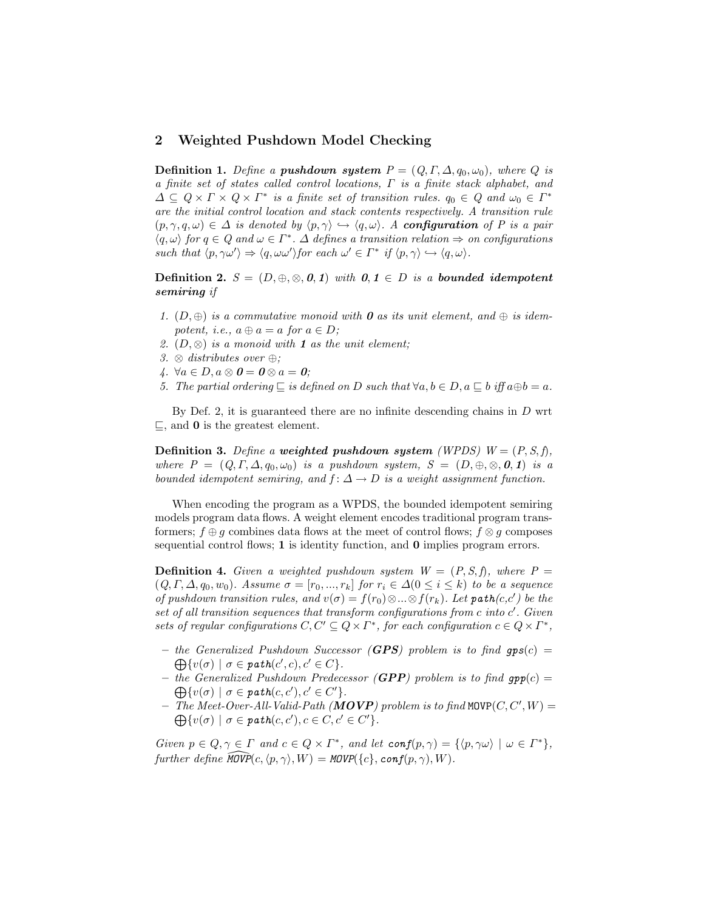## 2 Weighted Pushdown Model Checking

**Definition 1.** *Define a* ***pushdown system*** $P = (Q, \Gamma, \Delta, q_0, \omega_0)$*, where* $Q$ *is a finite set of states called control locations,* $\Gamma$ *is a finite stack alphabet, and* $\Delta \subseteq Q \times \Gamma \times Q \times \Gamma^*$ *is a finite set of transition rules.* $q_0 \in Q$ *and* $\omega_0 \in \Gamma^*$ *are the initial control location and stack contents respectively. A transition rule* $(p, \gamma, q, \omega) \in \Delta$ *is denoted by* $\langle p, \gamma \rangle \hookrightarrow \langle q, \omega \rangle$*. A* ***configuration*** *of* $P$ *is a pair* $\langle q, \omega \rangle$ *for* $q \in Q$ *and* $\omega \in \Gamma^*$*.* $\Delta$ *defines a transition relation* $\Rightarrow$ *on configurations such that* $\langle p, \gamma\omega' \rangle \Rightarrow \langle q, \omega\omega' \rangle$*for each* $\omega' \in \Gamma^*$ *if* $\langle p, \gamma \rangle \hookrightarrow \langle q, \omega \rangle$*.*

**Definition 2.** $S = (D, \oplus, \otimes, \mathbf{0}, \mathbf{1})$ *with* $\mathbf{0}, \mathbf{1} \in D$ *is a* ***bounded idempotent semiring*** *if*

1. $(D, \oplus)$ *is a commutative monoid with* $\mathbf{0}$ *as its unit element, and* $\oplus$ *is idempotent, i.e.,* $a \oplus a = a$ *for* $a \in D$*;*
2. $(D, \otimes)$ *is a monoid with* $\mathbf{1}$ *as the unit element;*
3. $\otimes$ *distributes over* $\oplus$*;*
4. $\forall a \in D, a \otimes \mathbf{0} = \mathbf{0} \otimes a = \mathbf{0}$*;*
5. *The partial ordering* $\sqsubseteq$ *is defined on* $D$ *such that* $\forall a, b \in D, a \sqsubseteq b$ *iff* $a \oplus b = a$*.*

By Def. 2, it is guaranteed there are no infinite descending chains in $D$ wrt $\sqsubseteq$, and $\mathbf{0}$ is the greatest element.

**Definition 3.** *Define a* ***weighted pushdown system*** *(WPDS)* $W = (P, S, f)$*, where* $P = (Q, \Gamma, \Delta, q_0, \omega_0)$ *is a pushdown system,* $S = (D, \oplus, \otimes, \mathbf{0}, \mathbf{1})$ *is a bounded idempotent semiring, and* $f\colon \Delta \to D$ *is a weight assignment function.*

When encoding the program as a WPDS, the bounded idempotent semiring models program data flows. A weight element encodes traditional program transformers; $f \oplus g$ combines data flows at the meet of control flows; $f \otimes g$ composes sequential control flows; $\mathbf{1}$ is identity function, and $\mathbf{0}$ implies program errors.

**Definition 4.** *Given a weighted pushdown system* $W = (P, S, f)$*, where* $P = (Q, \Gamma, \Delta, q_0, w_0)$*. Assume* $\sigma = [r_0, ..., r_k]$ *for* $r_i \in \Delta (0 \leq i \leq k)$ *to be a sequence of pushdown transition rules, and* $v(\sigma) = f(r_0) \otimes ... \otimes f(r_k)$*. Let* $\textbf{\textit{path}}(c,c')$ *be the set of all transition sequences that transform configurations from* $c$ *into* $c'$*. Given sets of regular configurations* $C, C' \subseteq Q \times \Gamma^*$*, for each configuration* $c \in Q \times \Gamma^*$*,*

- *the Generalized Pushdown Successor (**GPS**) problem is to find* $\textbf{\textit{gps}}(c) = \bigoplus\{v(\sigma) \mid \sigma \in \textbf{\textit{path}}(c', c), c' \in C\}$*.*
- *the Generalized Pushdown Predecessor (**GPP**) problem is to find* $\textbf{\textit{gpp}}(c) = \bigoplus\{v(\sigma) \mid \sigma \in \textbf{\textit{path}}(c, c'), c' \in C'\}$*.*
- *The Meet-Over-All-Valid-Path (**MOVP**) problem is to find* $\texttt{MOVP}(C, C', W) = \bigoplus\{v(\sigma) \mid \sigma \in \textbf{\textit{path}}(c, c'), c \in C, c' \in C'\}$*.*

*Given* $p \in Q, \gamma \in \Gamma$ *and* $c \in Q \times \Gamma^*$*, and let* $\textbf{\textit{conf}}(p, \gamma) = \{\langle p, \gamma\omega \rangle \mid \omega \in \Gamma^*\}$*, further define* $\widehat{\texttt{MOVP}}(c, \langle p, \gamma \rangle, W) = \texttt{MOVP}(\{c\}, \textbf{\textit{conf}}(p, \gamma), W)$*.*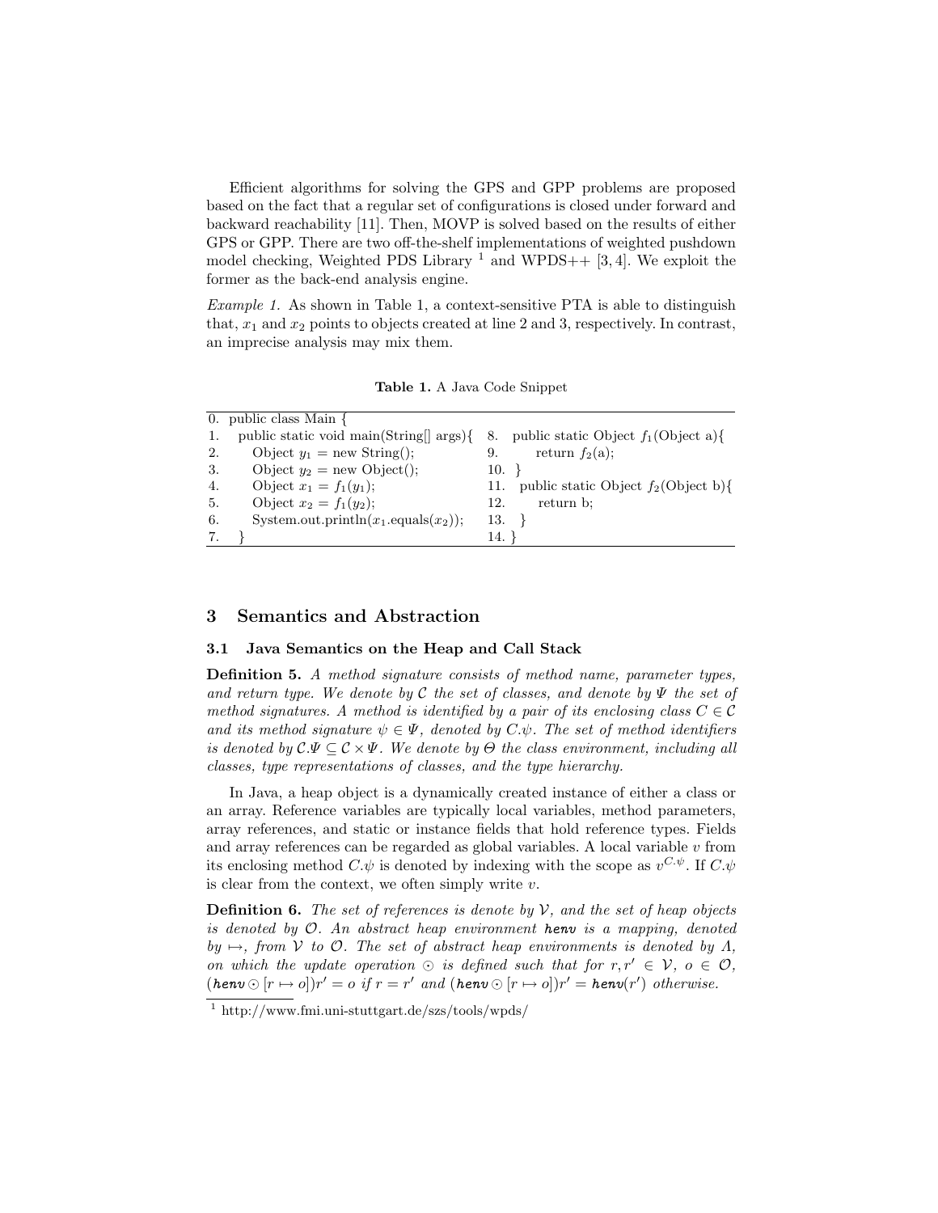Efficient algorithms for solving the GPS and GPP problems are proposed based on the fact that a regular set of configurations is closed under forward and backward reachability [11]. Then, MOVP is solved based on the results of either GPS or GPP. There are two off-the-shelf implementations of weighted pushdown model checking, Weighted PDS Library [1] and WPDS++ [3, 4]. We exploit the former as the back-end analysis engine.

*Example 1.* As shown in Table 1, a context-sensitive PTA is able to distinguish that, $x_1$ and $x_2$ points to objects created at line 2 and 3, respectively. In contrast, an imprecise analysis may mix them.

**Table 1.** A Java Code Snippet

| | | | |
|---|---|---|---|
| 0. | public class Main { | | |
| 1. | public static void main(String[] args){ | 8. | public static Object $f_1$(Object a){ |
| 2. | Object $y_1$ = new String(); | 9. | return $f_2$(a); |
| 3. | Object $y_2$ = new Object(); | 10. | } |
| 4. | Object $x_1$ = $f_1$($y_1$); | 11. | public static Object $f_2$(Object b){ |
| 5. | Object $x_2$ = $f_1$($y_2$); | 12. | return b; |
| 6. | System.out.println($x_1$.equals($x_2$)); | 13. | } |
| 7. | } | 14. | } |

## 3 Semantics and Abstraction

### 3.1 Java Semantics on the Heap and Call Stack

**Definition 5.** *A method signature consists of method name, parameter types, and return type. We denote by $\mathcal{C}$ the set of classes, and denote by $\Psi$ the set of method signatures. A method is identified by a pair of its enclosing class $C \in \mathcal{C}$ and its method signature $\psi \in \Psi$, denoted by $C.\psi$. The set of method identifiers is denoted by $\mathcal{C}.\Psi \subseteq \mathcal{C} \times \Psi$. We denote by $\Theta$ the class environment, including all classes, type representations of classes, and the type hierarchy.*

In Java, a heap object is a dynamically created instance of either a class or an array. Reference variables are typically local variables, method parameters, array references, and static or instance fields that hold reference types. Fields and array references can be regarded as global variables. A local variable $v$ from its enclosing method $C.\psi$ is denoted by indexing with the scope as $v^{C.\psi}$. If $C.\psi$ is clear from the context, we often simply write $v$.

**Definition 6.** *The set of references is denote by $\mathcal{V}$, and the set of heap objects is denoted by $\mathcal{O}$. An abstract heap environment* ***henv*** *is a mapping, denoted by $\mapsto$, from $\mathcal{V}$ to $\mathcal{O}$. The set of abstract heap environments is denoted by $\Lambda$, on which the update operation $\odot$ is defined such that for $r, r' \in \mathcal{V}$, $o \in \mathcal{O}$, $(\textbf{henv} \odot [r \mapsto o])r' = o$ if $r = r'$ and $(\textbf{henv} \odot [r \mapsto o])r' = \textbf{henv}(r')$ otherwise.*

[1] http://www.fmi.uni-stuttgart.de/szs/tools/wpds/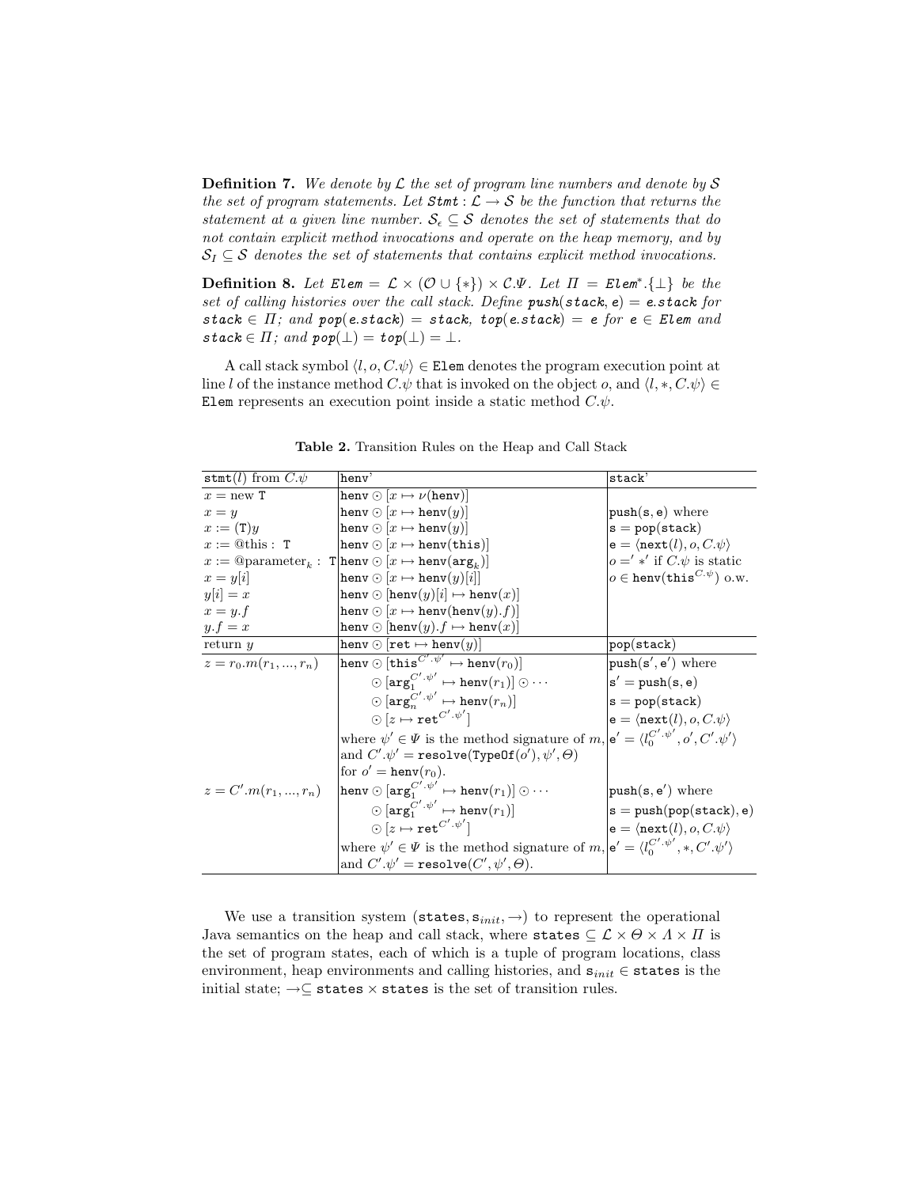**Definition 7.** *We denote by $\mathcal{L}$ the set of program line numbers and denote by $\mathcal{S}$ the set of program statements. Let $\textit{Stmt} : \mathcal{L} \to \mathcal{S}$ be the function that returns the statement at a given line number. $\mathcal{S}_\epsilon \subseteq \mathcal{S}$ denotes the set of statements that do not contain explicit method invocations and operate on the heap memory, and by $\mathcal{S}_I \subseteq \mathcal{S}$ denotes the set of statements that contains explicit method invocations.*

**Definition 8.** *Let $\textit{Elem} = \mathcal{L} \times (\mathcal{O} \cup \{*\}) \times \mathcal{C}.\Psi$. Let $\Pi = \textit{Elem}^*.\{\bot\}$ be the set of calling histories over the call stack. Define $\textit{push}(\textit{stack}, \textit{e}) = \textit{e.stack}$ for $\textit{stack} \in \Pi$; and $\textit{pop}(\textit{e.stack}) = \textit{stack}$, $\textit{top}(\textit{e.stack}) = \textit{e}$ for $\textit{e} \in \textit{Elem}$ and $\textit{stack} \in \Pi$; and $\textit{pop}(\bot) = \textit{top}(\bot) = \bot$.*

A call stack symbol $\langle l, o, C.\psi \rangle \in \texttt{Elem}$ denotes the program execution point at line $l$ of the instance method $C.\psi$ that is invoked on the object $o$, and $\langle l, *, C.\psi \rangle \in \texttt{Elem}$ represents an execution point inside a static method $C.\psi$.

**Table 2.** Transition Rules on the Heap and Call Stack

| $\texttt{stmt}(l)$ from $C.\psi$ | henv' | stack' |
|---|---|---|
| $x = \text{new } \texttt{T}$ | $\texttt{henv} \odot [x \mapsto \nu(\texttt{henv})]$ | |
| $x = y$ | $\texttt{henv} \odot [x \mapsto \texttt{henv}(y)]$ | $\texttt{push}(\texttt{s}, \texttt{e})$ where |
| $x := (\texttt{T})y$ | $\texttt{henv} \odot [x \mapsto \texttt{henv}(y)]$ | $\texttt{s} = \texttt{pop}(\texttt{stack})$ |
| $x := @\text{this} :\ \texttt{T}$ | $\texttt{henv} \odot [x \mapsto \texttt{henv}(\texttt{this})]$ | $\texttt{e} = \langle \texttt{next}(l), o, C.\psi \rangle$ |
| $x := @\text{parameter}_k :\ \texttt{T}$ | $\texttt{henv} \odot [x \mapsto \texttt{henv}(\texttt{arg}_k)]$ | $o =' *'$ if $C.\psi$ is static |
| $x = y[i]$ | $\texttt{henv} \odot [x \mapsto \texttt{henv}(y)[i]]$ | $o \in \texttt{henv}(\texttt{this}^{C.\psi})$ o.w. |
| $y[i] = x$ | $\texttt{henv} \odot [\texttt{henv}(y)[i] \mapsto \texttt{henv}(x)]$ | |
| $x = y.f$ | $\texttt{henv} \odot [x \mapsto \texttt{henv}(\texttt{henv}(y).f)]$ | |
| $y.f = x$ | $\texttt{henv} \odot [\texttt{henv}(y).f \mapsto \texttt{henv}(x)]$ | |
| return $y$ | $\texttt{henv} \odot [\texttt{ret} \mapsto \texttt{henv}(y)]$ | $\texttt{pop}(\texttt{stack})$ |
| $z = r_0.m(r_1, ..., r_n)$ | $\texttt{henv} \odot [\texttt{this}^{C'.\psi'} \mapsto \texttt{henv}(r_0)]$ | $\texttt{push}(\texttt{s}', \texttt{e}')$ where |
| | $\odot\, [\texttt{arg}_1^{C'.\psi'} \mapsto \texttt{henv}(r_1)] \odot \cdots$ | $\texttt{s}' = \texttt{push}(\texttt{s}, \texttt{e})$ |
| | $\odot\, [\texttt{arg}_n^{C'.\psi'} \mapsto \texttt{henv}(r_n)]$ | $\texttt{s} = \texttt{pop}(\texttt{stack})$ |
| | $\odot\, [z \mapsto \texttt{ret}^{C'.\psi'}]$ | $\texttt{e} = \langle \texttt{next}(l), o, C.\psi \rangle$ |
| | where $\psi' \in \Psi$ is the method signature of $m$, | $\texttt{e}' = \langle l_0^{C'.\psi'}, o', C'.\psi' \rangle$ |
| | and $C'.\psi' = \texttt{resolve}(\texttt{TypeOf}(o'), \psi', \Theta)$ | |
| | for $o' = \texttt{henv}(r_0)$. | |
| $z = C'.m(r_1, ..., r_n)$ | $\texttt{henv} \odot [\texttt{arg}_1^{C'.\psi'} \mapsto \texttt{henv}(r_1)] \odot \cdots$ | $\texttt{push}(\texttt{s}, \texttt{e}')$ where |
| | $\odot\, [\texttt{arg}_1^{C'.\psi'} \mapsto \texttt{henv}(r_1)]$ | $\texttt{s} = \texttt{push}(\texttt{pop}(\texttt{stack}), \texttt{e})$ |
| | $\odot\, [z \mapsto \texttt{ret}^{C'.\psi'}]$ | $\texttt{e} = \langle \texttt{next}(l), o, C.\psi \rangle$ |
| | where $\psi' \in \Psi$ is the method signature of $m$, | $\texttt{e}' = \langle l_0^{C'.\psi'}, *, C'.\psi' \rangle$ |
| | and $C'.\psi' = \texttt{resolve}(C', \psi', \Theta)$. | |

We use a transition system $(\texttt{states}, \texttt{s}_{init}, \to)$ to represent the operational Java semantics on the heap and call stack, where $\texttt{states} \subseteq \mathcal{L} \times \Theta \times \Lambda \times \Pi$ is the set of program states, each of which is a tuple of program locations, class environment, heap environments and calling histories, and $\texttt{s}_{init} \in \texttt{states}$ is the initial state; $\to \subseteq \texttt{states} \times \texttt{states}$ is the set of transition rules.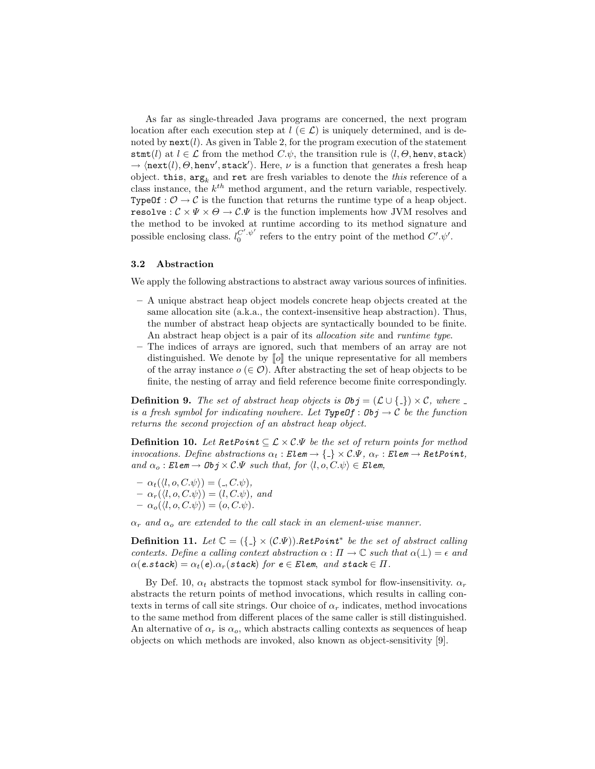As far as single-threaded Java programs are concerned, the next program location after each execution step at $l$ ($\in \mathcal{L}$) is uniquely determined, and is denoted by $\texttt{next}(l)$. As given in Table 2, for the program execution of the statement $\texttt{stmt}(l)$ at $l \in \mathcal{L}$ from the method $C.\psi$, the transition rule is $\langle l, \Theta, \texttt{henv}, \texttt{stack}\rangle \rightarrow \langle \texttt{next}(l), \Theta, \texttt{henv}', \texttt{stack}'\rangle$. Here, $\nu$ is a function that generates a fresh heap object. $\texttt{this}$, $\texttt{arg}_k$ and $\texttt{ret}$ are fresh variables to denote the *this* reference of a class instance, the $k^{th}$ method argument, and the return variable, respectively. $\texttt{TypeOf} : \mathcal{O} \rightarrow \mathcal{C}$ is the function that returns the runtime type of a heap object. $\texttt{resolve} : \mathcal{C} \times \Psi \times \Theta \rightarrow \mathcal{C}.\Psi$ is the function implements how JVM resolves and the method to be invoked at runtime according to its method signature and possible enclosing class. $l_0^{C'.\psi'}$ refers to the entry point of the method $C'.\psi'$.

### 3.2 Abstraction

We apply the following abstractions to abstract away various sources of infinities.

- A unique abstract heap object models concrete heap objects created at the same allocation site (a.k.a., the context-insensitive heap abstraction). Thus, the number of abstract heap objects are syntactically bounded to be finite. An abstract heap object is a pair of its *allocation site* and *runtime type*.
- The indices of arrays are ignored, such that members of an array are not distinguished. We denote by $[\![o]\!]$ the unique representative for all members of the array instance $o$ ($\in \mathcal{O}$). After abstracting the set of heap objects to be finite, the nesting of array and field reference become finite correspondingly.

**Definition 9.** *The set of abstract heap objects is* $\mathtt{Obj} = (\mathcal{L} \cup \{\_\}) \times \mathcal{C}$, *where* $\_$ *is a fresh symbol for indicating nowhere. Let* $\mathtt{TypeOf} : \mathtt{Obj} \rightarrow \mathcal{C}$ *be the function returns the second projection of an abstract heap object.*

**Definition 10.** *Let* $\mathtt{RetPoint} \subseteq \mathcal{L} \times \mathcal{C}.\Psi$ *be the set of return points for method invocations. Define abstractions* $\alpha_t : \mathtt{Elem} \rightarrow \{\_\} \times \mathcal{C}.\Psi$, $\alpha_r : \mathtt{Elem} \rightarrow \mathtt{RetPoint}$, *and* $\alpha_o : \mathtt{Elem} \rightarrow \mathtt{Obj} \times \mathcal{C}.\Psi$ *such that, for* $\langle l, o, C.\psi\rangle \in \mathtt{Elem}$,

- $\alpha_t(\langle l, o, C.\psi\rangle) = (\_, C.\psi)$,
- $\alpha_r(\langle l, o, C.\psi\rangle) = (l, C.\psi)$, *and*
- $\alpha_o(\langle l, o, C.\psi\rangle) = (o, C.\psi)$.

$\alpha_r$ *and* $\alpha_o$ *are extended to the call stack in an element-wise manner.*

**Definition 11.** *Let* $\mathbb{C} = (\{\_\} \times (\mathcal{C}.\Psi)).\mathtt{RetPoint}^*$ *be the set of abstract calling contexts. Define a calling context abstraction* $\alpha : \Pi \rightarrow \mathbb{C}$ *such that* $\alpha(\bot) = \epsilon$ *and* $\alpha(\mathtt{e}.\mathtt{stack}) = \alpha_t(\mathtt{e}).\alpha_r(\mathtt{stack})$ *for* $\mathtt{e} \in \mathtt{Elem}$, *and* $\mathtt{stack} \in \Pi$.

By Def. 10, $\alpha_t$ abstracts the topmost stack symbol for flow-insensitivity. $\alpha_r$ abstracts the return points of method invocations, which results in calling contexts in terms of call site strings. Our choice of $\alpha_r$ indicates, method invocations to the same method from different places of the same caller is still distinguished. An alternative of $\alpha_r$ is $\alpha_o$, which abstracts calling contexts as sequences of heap objects on which methods are invoked, also known as object-sensitivity [9].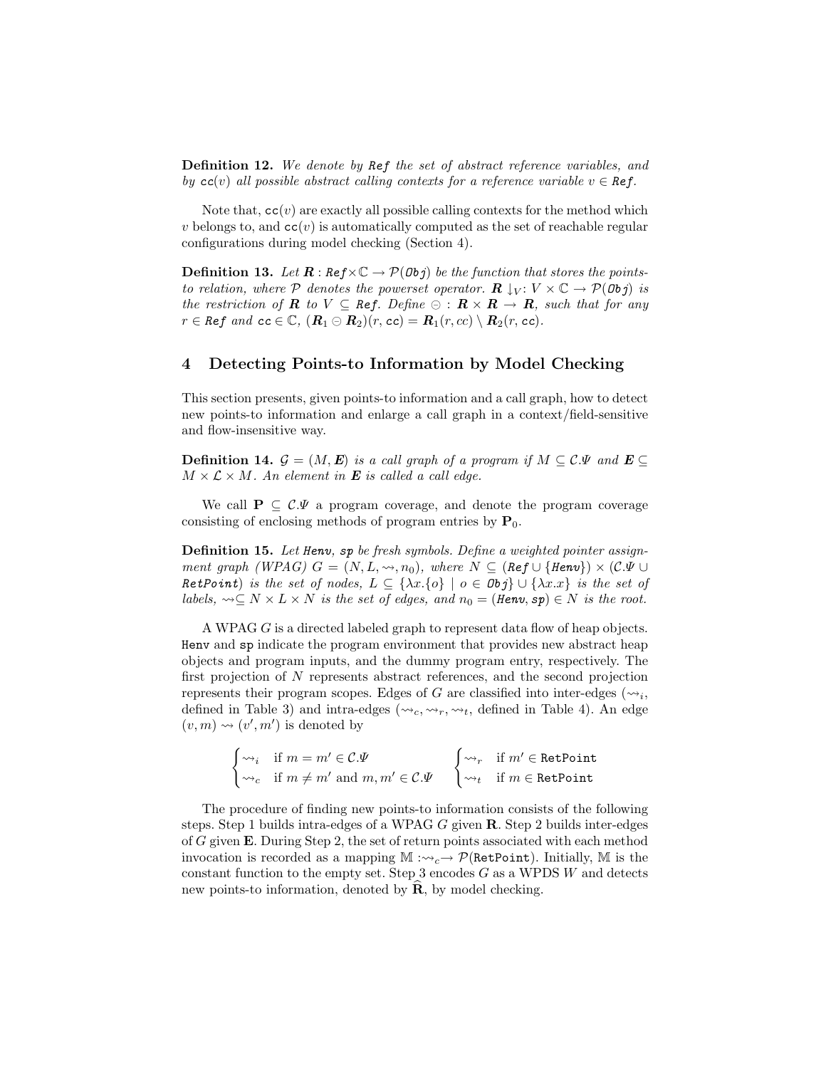**Definition 12.** *We denote by* $\mathit{Ref}$ *the set of abstract reference variables, and by* $\mathtt{cc}(v)$ *all possible abstract calling contexts for a reference variable* $v \in \mathit{Ref}$*.*

Note that, $\mathtt{cc}(v)$ are exactly all possible calling contexts for the method which $v$ belongs to, and $\mathtt{cc}(v)$ is automatically computed as the set of reachable regular configurations during model checking (Section 4).

**Definition 13.** *Let* $\boldsymbol{R} : \mathit{Ref} \times \mathbb{C} \rightarrow \mathcal{P}(\mathit{Obj})$ *be the function that stores the points-to relation, where* $\mathcal{P}$ *denotes the powerset operator.* $\boldsymbol{R}\downarrow_V : V \times \mathbb{C} \rightarrow \mathcal{P}(\mathit{Obj})$ *is the restriction of* $\boldsymbol{R}$ *to* $V \subseteq \mathit{Ref}$*. Define* $\ominus : \boldsymbol{R} \times \boldsymbol{R} \rightarrow \boldsymbol{R}$*, such that for any* $r \in \mathit{Ref}$ *and* $\mathtt{cc} \in \mathbb{C}$*,* $(\boldsymbol{R}_1 \ominus \boldsymbol{R}_2)(r, \mathtt{cc}) = \boldsymbol{R}_1(r, cc) \setminus \boldsymbol{R}_2(r, \mathtt{cc})$*.*

## 4 Detecting Points-to Information by Model Checking

This section presents, given points-to information and a call graph, how to detect new points-to information and enlarge a call graph in a context/field-sensitive and flow-insensitive way.

**Definition 14.** $\mathcal{G} = (M, \boldsymbol{E})$ *is a call graph of a program if* $M \subseteq \mathcal{C}.\Psi$ *and* $\boldsymbol{E} \subseteq M \times \mathcal{L} \times M$*. An element in* $\boldsymbol{E}$ *is called a call edge.*

We call $\mathbf{P} \subseteq \mathcal{C}.\Psi$ a program coverage, and denote the program coverage consisting of enclosing methods of program entries by $\mathbf{P}_0$.

**Definition 15.** *Let* $\mathit{Henv}$*,* $\mathit{sp}$ *be fresh symbols. Define a weighted pointer assignment graph (WPAG)* $G = (N, L, \rightsquigarrow, n_0)$*, where* $N \subseteq (\mathit{Ref} \cup \{\mathit{Henv}\}) \times (\mathcal{C}.\Psi \cup \mathit{RetPoint})$ *is the set of nodes,* $L \subseteq \{\lambda x.\{o\} \mid o \in \mathit{Obj}\} \cup \{\lambda x.x\}$ *is the set of labels,* $\rightsquigarrow \subseteq N \times L \times N$ *is the set of edges, and* $n_0 = (\mathit{Henv}, \mathit{sp}) \in N$ *is the root.*

A WPAG $G$ is a directed labeled graph to represent data flow of heap objects. $\mathtt{Henv}$ and $\mathtt{sp}$ indicate the program environment that provides new abstract heap objects and program inputs, and the dummy program entry, respectively. The first projection of $N$ represents abstract references, and the second projection represents their program scopes. Edges of $G$ are classified into inter-edges ($\rightsquigarrow_i$, defined in Table 3) and intra-edges ($\rightsquigarrow_c, \rightsquigarrow_r, \rightsquigarrow_t$, defined in Table 4). An edge $(v, m) \rightsquigarrow (v', m')$ is denoted by

$$\begin{cases} \rightsquigarrow_i & \text{if } m = m' \in \mathcal{C}.\Psi \\ \rightsquigarrow_c & \text{if } m \neq m' \text{ and } m, m' \in \mathcal{C}.\Psi \end{cases} \qquad \begin{cases} \rightsquigarrow_r & \text{if } m' \in \mathtt{RetPoint} \\ \rightsquigarrow_t & \text{if } m \in \mathtt{RetPoint} \end{cases}$$

The procedure of finding new points-to information consists of the following steps. Step 1 builds intra-edges of a WPAG $G$ given $\mathbf{R}$. Step 2 builds inter-edges of $G$ given $\mathbf{E}$. During Step 2, the set of return points associated with each method invocation is recorded as a mapping $\mathbb{M} : \rightsquigarrow_c \rightarrow \mathcal{P}(\mathtt{RetPoint})$. Initially, $\mathbb{M}$ is the constant function to the empty set. Step 3 encodes $G$ as a WPDS $W$ and detects new points-to information, denoted by $\widehat{\mathbf{R}}$, by model checking.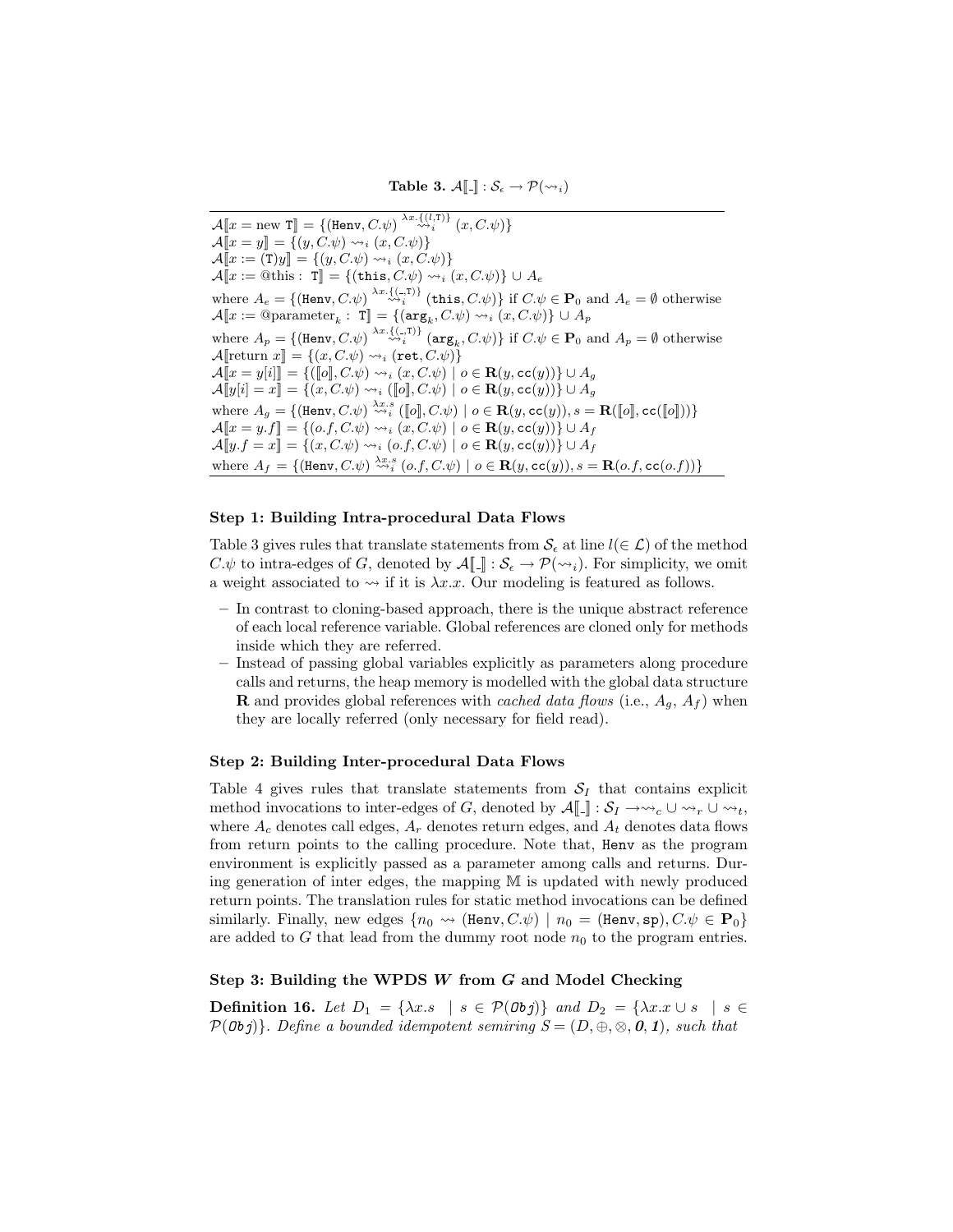**Table 3.** $\mathcal{A}[\![\_]\!] : \mathcal{S}_\epsilon \rightarrow \mathcal{P}(\rightsquigarrow_i)$

$\mathcal{A}[\![x = \text{new } \mathtt{T}]\!] = \{(\mathtt{Henv}, C.\psi) \overset{\lambda x.\{(l,\mathtt{T})\}}{\rightsquigarrow_i} (x, C.\psi)\}$
$\mathcal{A}[\![x = y]\!] = \{(y, C.\psi) \rightsquigarrow_i (x, C.\psi)\}$
$\mathcal{A}[\![x := (\mathtt{T})y]\!] = \{(y, C.\psi) \rightsquigarrow_i (x, C.\psi)\}$
$\mathcal{A}[\![x := @\text{this} : \ \mathtt{T}]\!] = \{(\mathtt{this}, C.\psi) \rightsquigarrow_i (x, C.\psi)\} \cup A_e$
where $A_e = \{(\mathtt{Henv}, C.\psi) \overset{\lambda x.\{(\_,\mathtt{T})\}}{\rightsquigarrow_i} (\mathtt{this}, C.\psi)\}$ if $C.\psi \in \mathbf{P}_0$ and $A_e = \emptyset$ otherwise
$\mathcal{A}[\![x := @\text{parameter}_k : \ \mathtt{T}]\!] = \{(\mathtt{arg}_k, C.\psi) \rightsquigarrow_i (x, C.\psi)\} \cup A_p$
where $A_p = \{(\mathtt{Henv}, C.\psi) \overset{\lambda x.\{(\_,\mathtt{T})\}}{\rightsquigarrow_i} (\mathtt{arg}_k, C.\psi)\}$ if $C.\psi \in \mathbf{P}_0$ and $A_p = \emptyset$ otherwise
$\mathcal{A}[\![\text{return } x]\!] = \{(x, C.\psi) \rightsquigarrow_i (\mathtt{ret}, C.\psi)\}$
$\mathcal{A}[\![x = y[i]]\!] = \{([\![o]\!], C.\psi) \rightsquigarrow_i (x, C.\psi) \mid o \in \mathbf{R}(y, \mathtt{cc}(y))\} \cup A_g$
$\mathcal{A}[\![y[i] = x]\!] = \{(x, C.\psi) \rightsquigarrow_i ([\![o]\!], C.\psi) \mid o \in \mathbf{R}(y, \mathtt{cc}(y))\} \cup A_g$
where $A_g = \{(\mathtt{Henv}, C.\psi) \overset{\lambda x.s}{\rightsquigarrow_i} ([\![o]\!], C.\psi) \mid o \in \mathbf{R}(y, \mathtt{cc}(y)), s = \mathbf{R}([\![o]\!], \mathtt{cc}([\![o]\!]))\}$
$\mathcal{A}[\![x = y.f]\!] = \{(o.f, C.\psi) \rightsquigarrow_i (x, C.\psi) \mid o \in \mathbf{R}(y, \mathtt{cc}(y))\} \cup A_f$
$\mathcal{A}[\![y.f = x]\!] = \{(x, C.\psi) \rightsquigarrow_i (o.f, C.\psi) \mid o \in \mathbf{R}(y, \mathtt{cc}(y))\} \cup A_f$
where $A_f = \{(\mathtt{Henv}, C.\psi) \overset{\lambda x.s}{\rightsquigarrow_i} (o.f, C.\psi) \mid o \in \mathbf{R}(y, \mathtt{cc}(y)), s = \mathbf{R}(o.f, \mathtt{cc}(o.f))\}$

### Step 1: Building Intra-procedural Data Flows

Table 3 gives rules that translate statements from $\mathcal{S}_\epsilon$ at line $l (\in \mathcal{L})$ of the method $C.\psi$ to intra-edges of $G$, denoted by $\mathcal{A}[\![\_]\!] : \mathcal{S}_\epsilon \rightarrow \mathcal{P}(\rightsquigarrow_i)$. For simplicity, we omit a weight associated to $\rightsquigarrow$ if it is $\lambda x.x$. Our modeling is featured as follows.

- In contrast to cloning-based approach, there is the unique abstract reference of each local reference variable. Global references are cloned only for methods inside which they are referred.
- Instead of passing global variables explicitly as parameters along procedure calls and returns, the heap memory is modelled with the global data structure $\mathbf{R}$ and provides global references with *cached data flows* (i.e., $A_g$, $A_f$) when they are locally referred (only necessary for field read).

### Step 2: Building Inter-procedural Data Flows

Table 4 gives rules that translate statements from $\mathcal{S}_I$ that contains explicit method invocations to inter-edges of $G$, denoted by $\mathcal{A}[\![\_]\!] : \mathcal{S}_I \rightarrow \rightsquigarrow_c \cup \rightsquigarrow_r \cup \rightsquigarrow_t$, where $A_c$ denotes call edges, $A_r$ denotes return edges, and $A_t$ denotes data flows from return points to the calling procedure. Note that, `Henv` as the program environment is explicitly passed as a parameter among calls and returns. During generation of inter edges, the mapping $\mathbb{M}$ is updated with newly produced return points. The translation rules for static method invocations can be defined similarly. Finally, new edges $\{n_0 \rightsquigarrow (\mathtt{Henv}, C.\psi) \mid n_0 = (\mathtt{Henv}, \mathtt{sp}), C.\psi \in \mathbf{P}_0\}$ are added to $G$ that lead from the dummy root node $n_0$ to the program entries.

### Step 3: Building the WPDS $W$ from $G$ and Model Checking

**Definition 16.** *Let $D_1 = \{\lambda x.s \mid s \in \mathcal{P}(\mathit{Obj})\}$ and $D_2 = \{\lambda x.x \cup s \mid s \in \mathcal{P}(\mathit{Obj})\}$. Define a bounded idempotent semiring $S = (D, \oplus, \otimes, \mathbf{0}, \mathbf{1})$, such that*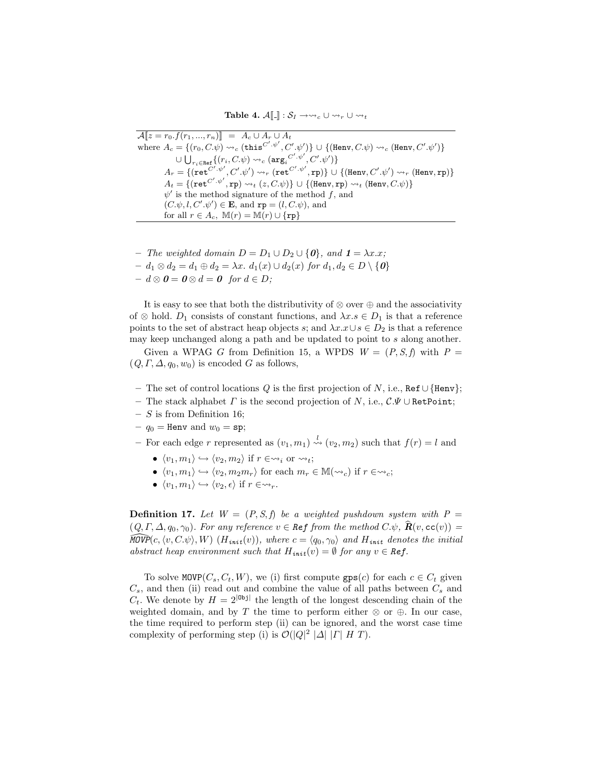**Table 4.** $\mathcal{A}[\![\_]\!] : \mathcal{S}_I \rightarrow \rightsquigarrow_c \cup \rightsquigarrow_r \cup \rightsquigarrow_t$

$$\mathcal{A}[\![z = r_0.f(r_1, ..., r_n)]\!] \;=\; A_c \cup A_r \cup A_t$$

where $A_c = \{(r_0, C.\psi) \rightsquigarrow_c (\texttt{this}^{C'.\psi'}, C'.\psi')\} \cup \{(\texttt{Henv}, C.\psi) \rightsquigarrow_c (\texttt{Henv}, C'.\psi')\}$
$\cup \bigcup_{r_i \in \texttt{Ref}} \{(r_i, C.\psi) \rightsquigarrow_c (\texttt{arg}_i^{C'.\psi'}, C'.\psi')\}$
$A_r = \{(\texttt{ret}^{C'.\psi'}, C'.\psi') \rightsquigarrow_r (\texttt{ret}^{C'.\psi'}, \texttt{rp})\} \cup \{(\texttt{Henv}, C'.\psi') \rightsquigarrow_r (\texttt{Henv}, \texttt{rp})\}$
$A_t = \{(\texttt{ret}^{C'.\psi'}, \texttt{rp}) \rightsquigarrow_t (z, C.\psi)\} \cup \{(\texttt{Henv}, \texttt{rp}) \rightsquigarrow_t (\texttt{Henv}, C.\psi)\}$
$\psi'$ is the method signature of the method $f$, and
$(C.\psi, l, C'.\psi') \in \mathbf{E}$, and $\texttt{rp} = (l, C.\psi)$, and
for all $r \in A_c$, $\mathbb{M}(r) = \mathbb{M}(r) \cup \{\texttt{rp}\}$

– *The weighted domain* $D = D_1 \cup D_2 \cup \{\boldsymbol{0}\}$*, and* $\boldsymbol{1} = \lambda x.x$*;*
– $d_1 \otimes d_2 = d_1 \oplus d_2 = \lambda x.\ d_1(x) \cup d_2(x)$ *for* $d_1, d_2 \in D \setminus \{\boldsymbol{0}\}$
– $d \otimes \boldsymbol{0} = \boldsymbol{0} \otimes d = \boldsymbol{0}$ *for* $d \in D$*;*

It is easy to see that both the distributivity of $\otimes$ over $\oplus$ and the associativity of $\otimes$ hold. $D_1$ consists of constant functions, and $\lambda x.s \in D_1$ is that a reference points to the set of abstract heap objects $s$; and $\lambda x.x \cup s \in D_2$ is that a reference may keep unchanged along a path and be updated to point to $s$ along another.

Given a WPAG $G$ from Definition 15, a WPDS $W = (P, S, f)$ with $P = (Q, \Gamma, \Delta, q_0, w_0)$ is encoded $G$ as follows,

– The set of control locations $Q$ is the first projection of $N$, i.e., $\texttt{Ref} \cup \{\texttt{Henv}\}$;
– The stack alphabet $\Gamma$ is the second projection of $N$, i.e., $\mathcal{C}.\Psi \cup \texttt{RetPoint}$;
– $S$ is from Definition 16;
– $q_0 = \texttt{Henv}$ and $w_0 = \texttt{sp}$;
– For each edge $r$ represented as $(v_1, m_1) \overset{l}{\rightsquigarrow} (v_2, m_2)$ such that $f(r) = l$ and
  - $\langle v_1, m_1 \rangle \hookrightarrow \langle v_2, m_2 \rangle$ if $r \in \rightsquigarrow_i$ or $\rightsquigarrow_t$;
  - $\langle v_1, m_1 \rangle \hookrightarrow \langle v_2, m_2 m_r \rangle$ for each $m_r \in \mathbb{M}(\rightsquigarrow_c)$ if $r \in \rightsquigarrow_c$;
  - $\langle v_1, m_1 \rangle \hookrightarrow \langle v_2, \epsilon \rangle$ if $r \in \rightsquigarrow_r$.

**Definition 17.** *Let* $W = (P, S, f)$ *be a weighted pushdown system with* $P = (Q, \Gamma, \Delta, q_0, \gamma_0)$*. For any reference* $v \in \textit{Ref}$ *from the method* $C.\psi$*,* $\widehat{\boldsymbol{R}}(v, \texttt{cc}(v)) = \widehat{\textit{MOVP}}(c, \langle v, C.\psi \rangle, W)\ (H_{init}(v))$*, where* $c = \langle q_0, \gamma_0 \rangle$ *and* $H_{init}$ *denotes the initial abstract heap environment such that* $H_{init}(v) = \emptyset$ *for any* $v \in \textit{Ref}$*.*

To solve $\texttt{MOVP}(C_s, C_t, W)$, we (i) first compute $\texttt{gps}(c)$ for each $c \in C_t$ given $C_s$, and then (ii) read out and combine the value of all paths between $C_s$ and $C_t$. We denote by $H = 2^{|\texttt{Obj}|}$ the length of the longest descending chain of the weighted domain, and by $T$ the time to perform either $\otimes$ or $\oplus$. In our case, the time required to perform step (ii) can be ignored, and the worst case time complexity of performing step (i) is $\mathcal{O}(|Q|^2\ |\Delta|\ |\Gamma|\ H\ T)$.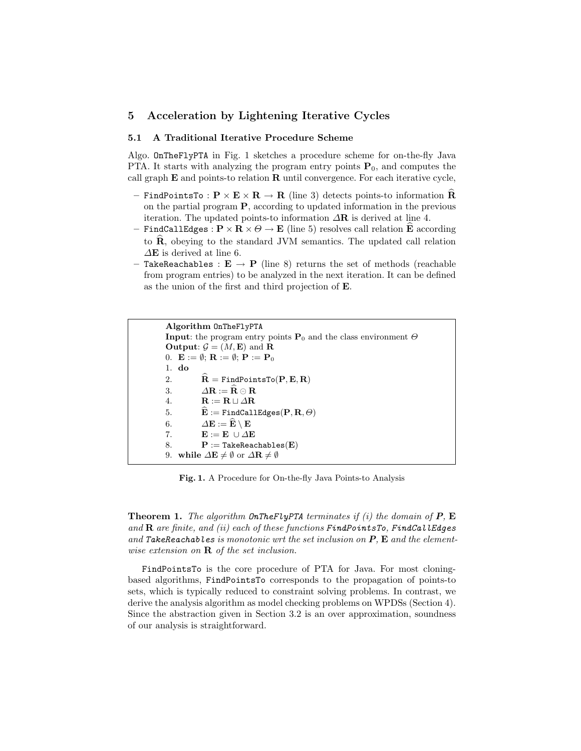## 5 Acceleration by Lightening Iterative Cycles

### 5.1 A Traditional Iterative Procedure Scheme

Algo. OnTheFlyPTA in Fig. 1 sketches a procedure scheme for on-the-fly Java PTA. It starts with analyzing the program entry points $\mathbf{P}_0$, and computes the call graph $\mathbf{E}$ and points-to relation $\mathbf{R}$ until convergence. For each iterative cycle,

- FindPointsTo : $\mathbf{P} \times \mathbf{E} \times \mathbf{R} \to \mathbf{R}$ (line 3) detects points-to information $\widehat{\mathbf{R}}$ on the partial program $\mathbf{P}$, according to updated information in the previous iteration. The updated points-to information $\Delta\mathbf{R}$ is derived at line 4.
- FindCallEdges : $\mathbf{P} \times \mathbf{R} \times \Theta \to \mathbf{E}$ (line 5) resolves call relation $\widehat{\mathbf{E}}$ according to $\widehat{\mathbf{R}}$, obeying to the standard JVM semantics. The updated call relation $\Delta\mathbf{E}$ is derived at line 6.
- TakeReachables : $\mathbf{E} \to \mathbf{P}$ (line 8) returns the set of methods (reachable from program entries) to be analyzed in the next iteration. It can be defined as the union of the first and third projection of $\mathbf{E}$.

```
Algorithm OnTheFlyPTA
Input: the program entry points P_0 and the class environment Θ
Output: G = (M, E) and R
0.  E := ∅; R := ∅; P := P_0
1.  do
2.      R̂ = FindPointsTo(P, E, R)
3.      ΔR := R̂ ⊖ R
4.      R := R ⊔ ΔR
5.      Ê := FindCallEdges(P, R, Θ)
6.      ΔE := Ê \ E
7.      E := E ∪ ΔE
8.      P := TakeReachables(E)
9.  while ΔE ≠ ∅ or ΔR ≠ ∅
```

**Fig. 1.** A Procedure for On-the-fly Java Points-to Analysis

**Theorem 1.** *The algorithm OnTheFlyPTA terminates if (i) the domain of $\mathbf{P}$, $\mathbf{E}$ and $\mathbf{R}$ are finite, and (ii) each of these functions FindPointsTo, FindCallEdges and TakeReachables is monotonic wrt the set inclusion on $\mathbf{P}$, $\mathbf{E}$ and the element-wise extension on $\mathbf{R}$ of the set inclusion.*

FindPointsTo is the core procedure of PTA for Java. For most cloning-based algorithms, FindPointsTo corresponds to the propagation of points-to sets, which is typically reduced to constraint solving problems. In contrast, we derive the analysis algorithm as model checking problems on WPDSs (Section 4). Since the abstraction given in Section 3.2 is an over approximation, soundness of our analysis is straightforward.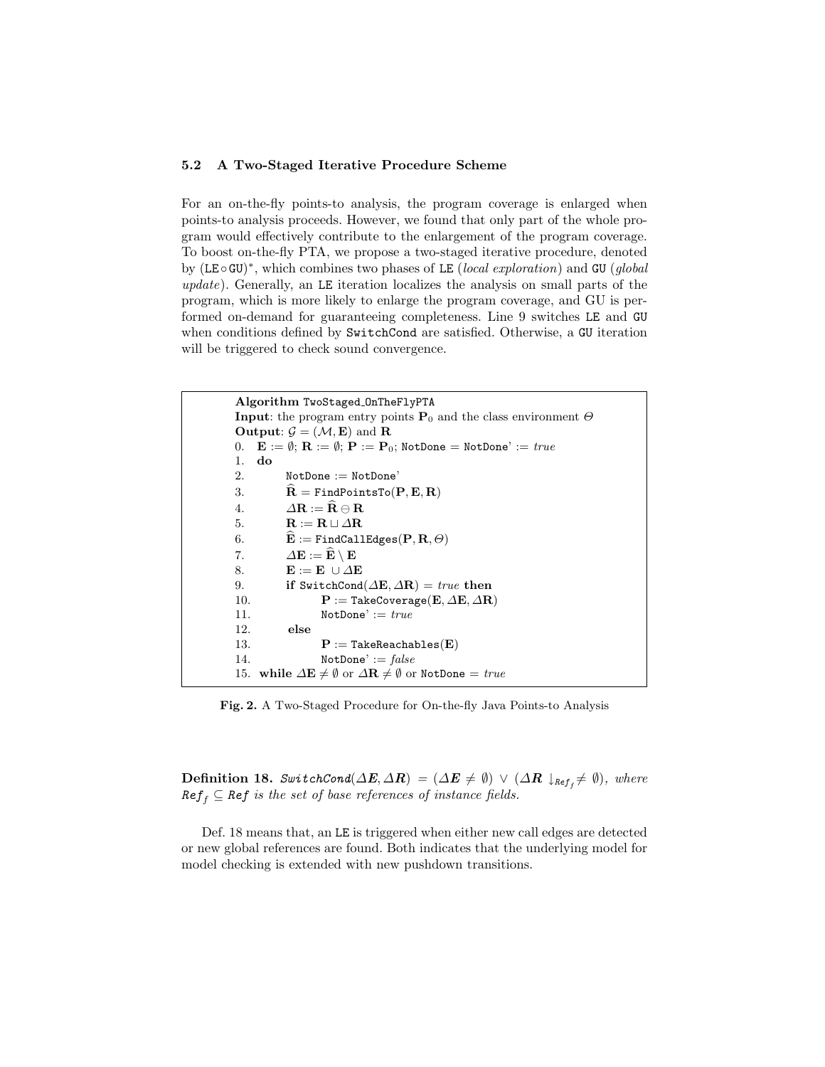### 5.2 A Two-Staged Iterative Procedure Scheme

For an on-the-fly points-to analysis, the program coverage is enlarged when points-to analysis proceeds. However, we found that only part of the whole program would effectively contribute to the enlargement of the program coverage. To boost on-the-fly PTA, we propose a two-staged iterative procedure, denoted by $(\texttt{LE} \circ \texttt{GU})^*$, which combines two phases of LE (*local exploration*) and GU (*global update*). Generally, an LE iteration localizes the analysis on small parts of the program, which is more likely to enlarge the program coverage, and GU is performed on-demand for guaranteeing completeness. Line 9 switches LE and GU when conditions defined by SwitchCond are satisfied. Otherwise, a GU iteration will be triggered to check sound convergence.

```
Algorithm TwoStaged_OnTheFlyPTA
Input: the program entry points P_0 and the class environment Θ
Output: G = (M, E) and R
0.  E := ∅; R := ∅; P := P_0; NotDone = NotDone' := true
1.  do
2.      NotDone := NotDone'
3.      R̂ = FindPointsTo(P, E, R)
4.      ΔR := R̂ ⊖ R
5.      R := R ⊔ ΔR
6.      Ê := FindCallEdges(P, R, Θ)
7.      ΔE := Ê \ E
8.      E := E ∪ ΔE
9.      if SwitchCond(ΔE, ΔR) = true then
10.         P := TakeCoverage(E, ΔE, ΔR)
11.         NotDone' := true
12.     else
13.         P := TakeReachables(E)
14.         NotDone' := false
15. while ΔE ≠ ∅ or ΔR ≠ ∅ or NotDone = true
```

**Fig. 2.** A Two-Staged Procedure for On-the-fly Java Points-to Analysis

**Definition 18.** *SwitchCond*$(\Delta\mathbf{E}, \Delta\mathbf{R}) = (\Delta\mathbf{E} \neq \emptyset) \vee (\Delta\mathbf{R}\downarrow_{\mathit{Ref}_f} \neq \emptyset)$*, where* $\mathit{Ref}_f \subseteq \mathit{Ref}$ *is the set of base references of instance fields.*

Def. 18 means that, an LE is triggered when either new call edges are detected or new global references are found. Both indicates that the underlying model for model checking is extended with new pushdown transitions.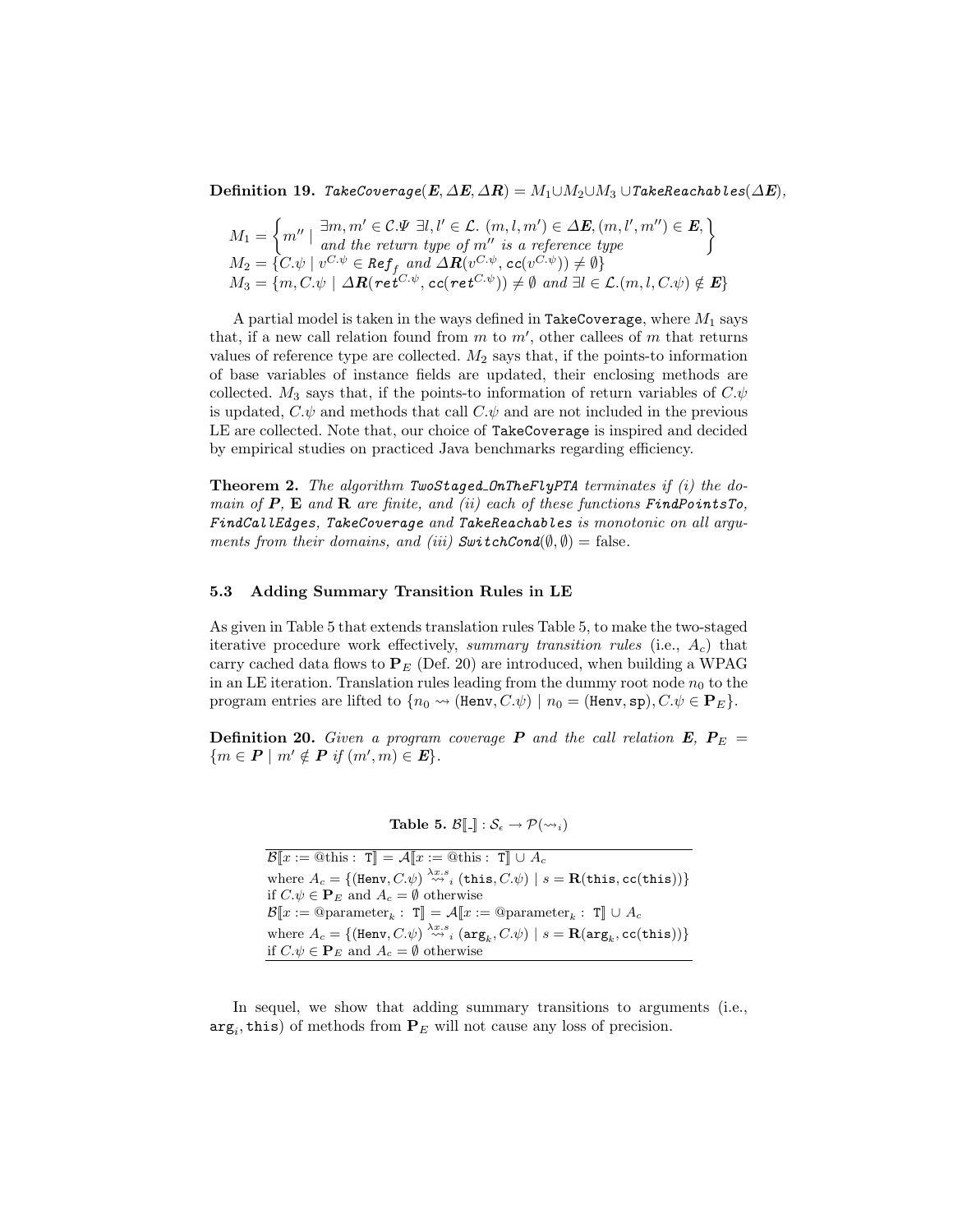**Definition 19.** *TakeCoverage*$(\boldsymbol{E}, \Delta\boldsymbol{E}, \Delta\boldsymbol{R}) = M_1 \cup M_2 \cup M_3 \cup$ *TakeReachables*$(\Delta\boldsymbol{E})$,

$$M_1 = \left\{ m'' \mid \begin{array}{l} \exists m, m' \in \mathcal{C}.\Psi \ \exists l, l' \in \mathcal{L}.\ (m, l, m') \in \Delta\boldsymbol{E}, (m, l', m'') \in \boldsymbol{E}, \\ \textit{and the return type of } m'' \textit{ is a reference type} \end{array} \right\}$$
$$M_2 = \{C.\psi \mid v^{C.\psi} \in \texttt{Ref}_f \textit{ and } \Delta\boldsymbol{R}(v^{C.\psi}, \texttt{cc}(v^{C.\psi})) \neq \emptyset\}$$
$$M_3 = \{m, C.\psi \mid \Delta\boldsymbol{R}(\texttt{ret}^{C.\psi}, \texttt{cc}(\texttt{ret}^{C.\psi})) \neq \emptyset \textit{ and } \exists l \in \mathcal{L}.(m, l, C.\psi) \notin \boldsymbol{E}\}$$

A partial model is taken in the ways defined in `TakeCoverage`, where $M_1$ says that, if a new call relation found from $m$ to $m'$, other callees of $m$ that returns values of reference type are collected. $M_2$ says that, if the points-to information of base variables of instance fields are updated, their enclosing methods are collected. $M_3$ says that, if the points-to information of return variables of $C.\psi$ is updated, $C.\psi$ and methods that call $C.\psi$ and are not included in the previous LE are collected. Note that, our choice of `TakeCoverage` is inspired and decided by empirical studies on practiced Java benchmarks regarding efficiency.

**Theorem 2.** *The algorithm TwoStaged_OnTheFlyPTA terminates if (i) the domain of $\boldsymbol{P}$, $\mathbf{E}$ and $\mathbf{R}$ are finite, and (ii) each of these functions FindPointsTo, FindCallEdges, TakeCoverage and TakeReachables is monotonic on all arguments from their domains, and (iii) SwitchCond$(\emptyset, \emptyset) =$ false.*

### 5.3 Adding Summary Transition Rules in LE

As given in Table 5 that extends translation rules Table 5, to make the two-staged iterative procedure work effectively, *summary transition rules* (i.e., $A_c$) that carry cached data flows to $\mathbf{P}_E$ (Def. 20) are introduced, when building a WPAG in an LE iteration. Translation rules leading from the dummy root node $n_0$ to the program entries are lifted to $\{n_0 \rightsquigarrow (\texttt{Henv}, C.\psi) \mid n_0 = (\texttt{Henv}, \texttt{sp}), C.\psi \in \mathbf{P}_E\}$.

**Definition 20.** *Given a program coverage $\boldsymbol{P}$ and the call relation $\boldsymbol{E}$, $\mathbf{P}_E = \{m \in \boldsymbol{P} \mid m' \notin \boldsymbol{P} \textit{ if } (m', m) \in \boldsymbol{E}\}$.*

**Table 5.** $\mathcal{B}[\![\_]\!] : \mathcal{S}_\epsilon \rightarrow \mathcal{P}(\rightsquigarrow_i)$

$\mathcal{B}[\![x := @\text{this} : \ \texttt{T}]\!] = \mathcal{A}[\![x := @\text{this} : \ \texttt{T}]\!] \cup A_c$
where $A_c = \{(\texttt{Henv}, C.\psi) \overset{\lambda x.s}{\rightsquigarrow}_i (\texttt{this}, C.\psi) \mid s = \mathbf{R}(\texttt{this}, \texttt{cc}(\texttt{this}))\}$
if $C.\psi \in \mathbf{P}_E$ and $A_c = \emptyset$ otherwise
$\mathcal{B}[\![x := @\text{parameter}_k : \ \texttt{T}]\!] = \mathcal{A}[\![x := @\text{parameter}_k : \ \texttt{T}]\!] \cup A_c$
where $A_c = \{(\texttt{Henv}, C.\psi) \overset{\lambda x.s}{\rightsquigarrow}_i (\texttt{arg}_k, C.\psi) \mid s = \mathbf{R}(\texttt{arg}_k, \texttt{cc}(\texttt{this}))\}$
if $C.\psi \in \mathbf{P}_E$ and $A_c = \emptyset$ otherwise

In sequel, we show that adding summary transitions to arguments (i.e., $\texttt{arg}_i, \texttt{this}$) of methods from $\mathbf{P}_E$ will not cause any loss of precision.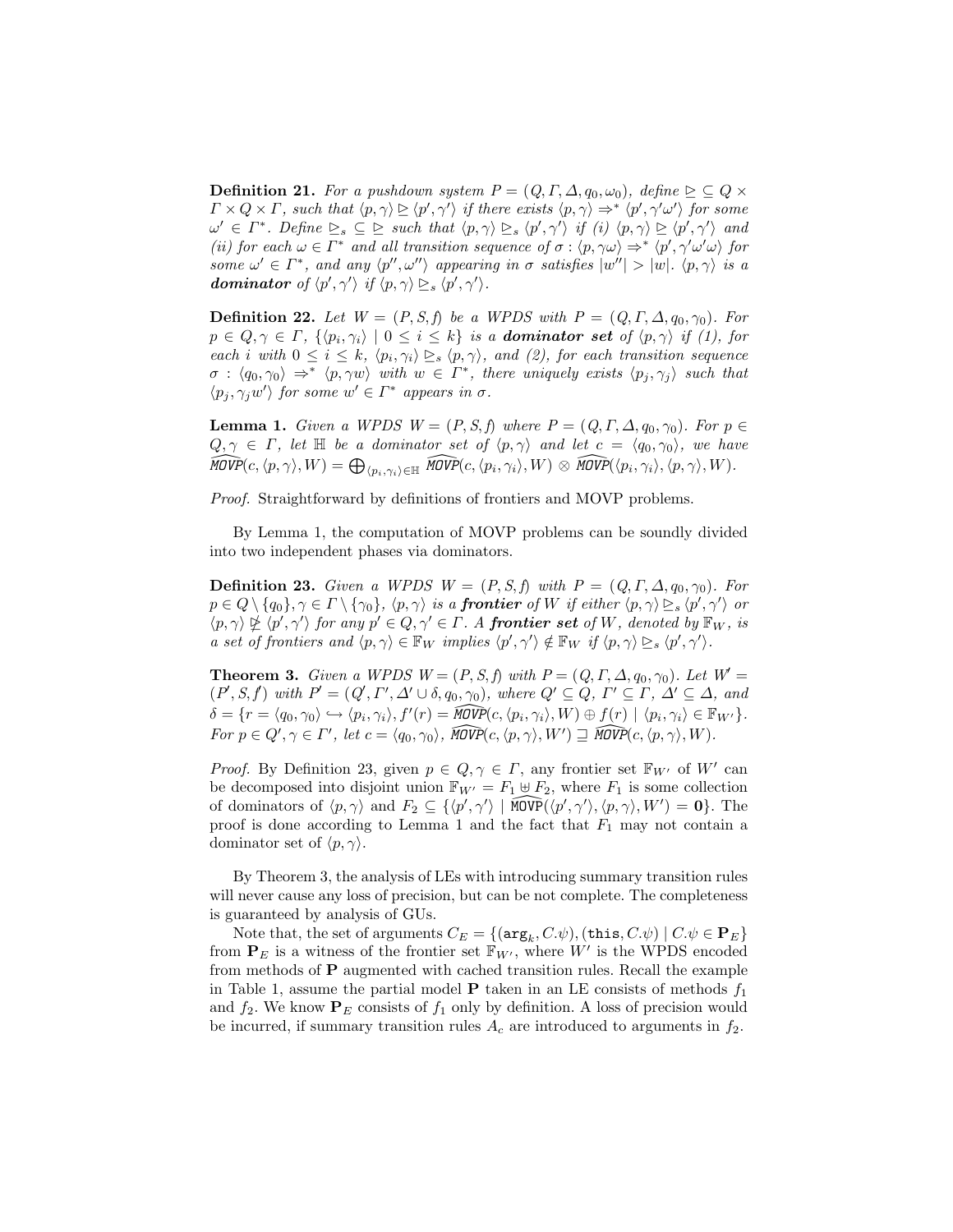**Definition 21.** *For a pushdown system $P = (Q, \Gamma, \Delta, q_0, \omega_0)$, define $\trianglerighteq \subseteq Q \times \Gamma \times Q \times \Gamma$, such that $\langle p, \gamma \rangle \trianglerighteq \langle p', \gamma' \rangle$ if there exists $\langle p, \gamma \rangle \Rightarrow^* \langle p', \gamma' \omega' \rangle$ for some $\omega' \in \Gamma^*$. Define $\trianglerighteq_s \subseteq \trianglerighteq$ such that $\langle p, \gamma \rangle \trianglerighteq_s \langle p', \gamma' \rangle$ if (i) $\langle p, \gamma \rangle \trianglerighteq \langle p', \gamma' \rangle$ and (ii) for each $\omega \in \Gamma^*$ and all transition sequence of $\sigma : \langle p, \gamma\omega \rangle \Rightarrow^* \langle p', \gamma' \omega' \omega \rangle$ for some $\omega' \in \Gamma^*$, and any $\langle p'', \omega'' \rangle$ appearing in $\sigma$ satisfies $|w''| > |w|$. $\langle p, \gamma \rangle$ is a* ***dominator*** *of $\langle p', \gamma' \rangle$ if $\langle p, \gamma \rangle \trianglerighteq_s \langle p', \gamma' \rangle$.*

**Definition 22.** *Let $W = (P, S, f)$ be a WPDS with $P = (Q, \Gamma, \Delta, q_0, \gamma_0)$. For $p \in Q, \gamma \in \Gamma$, $\{\langle p_i, \gamma_i \rangle \mid 0 \le i \le k\}$ is a* ***dominator set*** *of $\langle p, \gamma \rangle$ if (1), for each $i$ with $0 \le i \le k$, $\langle p_i, \gamma_i \rangle \trianglerighteq_s \langle p, \gamma \rangle$, and (2), for each transition sequence $\sigma : \langle q_0, \gamma_0 \rangle \Rightarrow^* \langle p, \gamma w \rangle$ with $w \in \Gamma^*$, there uniquely exists $\langle p_j, \gamma_j \rangle$ such that $\langle p_j, \gamma_j w' \rangle$ for some $w' \in \Gamma^*$ appears in $\sigma$.*

**Lemma 1.** *Given a WPDS $W = (P, S, f)$ where $P = (Q, \Gamma, \Delta, q_0, \gamma_0)$. For $p \in Q, \gamma \in \Gamma$, let $\mathbb{H}$ be a dominator set of $\langle p, \gamma \rangle$ and let $c = \langle q_0, \gamma_0 \rangle$, we have $\widehat{MOVP}(c, \langle p, \gamma \rangle, W) = \bigoplus_{\langle p_i, \gamma_i \rangle \in \mathbb{H}} \widehat{MOVP}(c, \langle p_i, \gamma_i \rangle, W) \otimes \widehat{MOVP}(\langle p_i, \gamma_i \rangle, \langle p, \gamma \rangle, W)$.*

*Proof.* Straightforward by definitions of frontiers and MOVP problems.

By Lemma 1, the computation of MOVP problems can be soundly divided into two independent phases via dominators.

**Definition 23.** *Given a WPDS $W = (P, S, f)$ with $P = (Q, \Gamma, \Delta, q_0, \gamma_0)$. For $p \in Q \setminus \{q_0\}, \gamma \in \Gamma \setminus \{\gamma_0\}$, $\langle p, \gamma \rangle$ is a* ***frontier*** *of $W$ if either $\langle p, \gamma \rangle \trianglerighteq_s \langle p', \gamma' \rangle$ or $\langle p, \gamma \rangle \ntrianglerighteq \langle p', \gamma' \rangle$ for any $p' \in Q, \gamma' \in \Gamma$. A* ***frontier set*** *of $W$, denoted by $\mathbb{F}_W$, is a set of frontiers and $\langle p, \gamma \rangle \in \mathbb{F}_W$ implies $\langle p', \gamma' \rangle \notin \mathbb{F}_W$ if $\langle p, \gamma \rangle \trianglerighteq_s \langle p', \gamma' \rangle$.*

**Theorem 3.** *Given a WPDS $W = (P, S, f)$ with $P = (Q, \Gamma, \Delta, q_0, \gamma_0)$. Let $W' = (P', S, f')$ with $P' = (Q', \Gamma', \Delta' \cup \delta, q_0, \gamma_0)$, where $Q' \subseteq Q$, $\Gamma' \subseteq \Gamma$, $\Delta' \subseteq \Delta$, and $\delta = \{r = \langle q_0, \gamma_0 \rangle \hookrightarrow \langle p_i, \gamma_i \rangle, f'(r) = \widehat{MOVP}(c, \langle p_i, \gamma_i \rangle, W) \oplus f(r) \mid \langle p_i, \gamma_i \rangle \in \mathbb{F}_{W'}\}$. For $p \in Q', \gamma \in \Gamma'$, let $c = \langle q_0, \gamma_0 \rangle$, $\widehat{MOVP}(c, \langle p, \gamma \rangle, W') \sqsupseteq \widehat{MOVP}(c, \langle p, \gamma \rangle, W)$.*

*Proof.* By Definition 23, given $p \in Q, \gamma \in \Gamma$, any frontier set $\mathbb{F}_{W'}$ of $W'$ can be decomposed into disjoint union $\mathbb{F}_{W'} = F_1 \uplus F_2$, where $F_1$ is some collection of dominators of $\langle p, \gamma \rangle$ and $F_2 \subseteq \{\langle p', \gamma' \rangle \mid \widehat{\texttt{MOVP}}(\langle p', \gamma' \rangle, \langle p, \gamma \rangle, W') = \mathbf{0}\}$. The proof is done according to Lemma 1 and the fact that $F_1$ may not contain a dominator set of $\langle p, \gamma \rangle$.

By Theorem 3, the analysis of LEs with introducing summary transition rules will never cause any loss of precision, but can be not complete. The completeness is guaranteed by analysis of GUs.

Note that, the set of arguments $C_E = \{(\texttt{arg}_k, C.\psi), (\texttt{this}, C.\psi) \mid C.\psi \in \mathbf{P}_E\}$ from $\mathbf{P}_E$ is a witness of the frontier set $\mathbb{F}_{W'}$, where $W'$ is the WPDS encoded from methods of $\mathbf{P}$ augmented with cached transition rules. Recall the example in Table 1, assume the partial model $\mathbf{P}$ taken in an LE consists of methods $f_1$ and $f_2$. We know $\mathbf{P}_E$ consists of $f_1$ only by definition. A loss of precision would be incurred, if summary transition rules $A_c$ are introduced to arguments in $f_2$.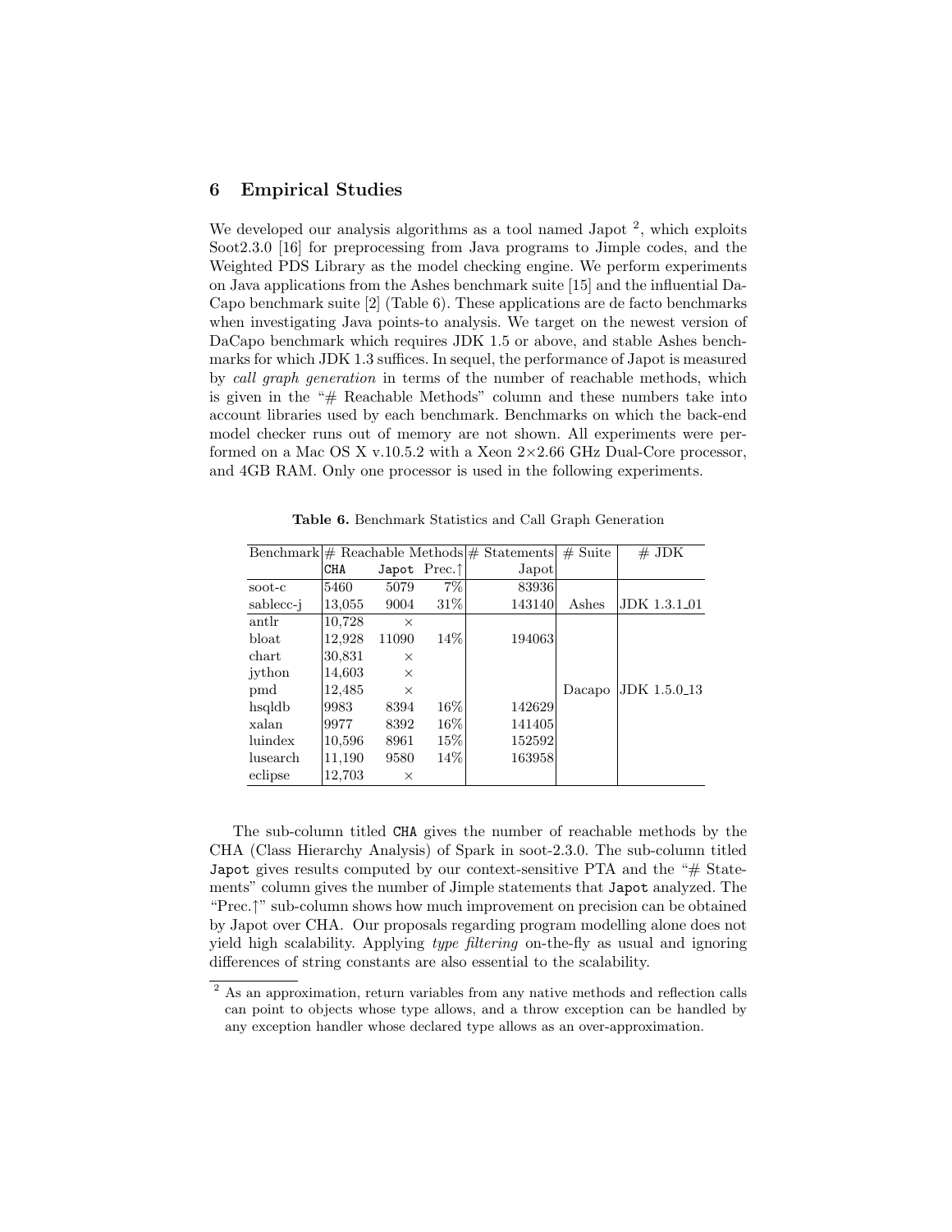## 6 Empirical Studies

We developed our analysis algorithms as a tool named Japot [2], which exploits Soot2.3.0 [16] for preprocessing from Java programs to Jimple codes, and the Weighted PDS Library as the model checking engine. We perform experiments on Java applications from the Ashes benchmark suite [15] and the influential DaCapo benchmark suite [2] (Table 6). These applications are de facto benchmarks when investigating Java points-to analysis. We target on the newest version of DaCapo benchmark which requires JDK 1.5 or above, and stable Ashes benchmarks for which JDK 1.3 suffices. In sequel, the performance of Japot is measured by *call graph generation* in terms of the number of reachable methods, which is given in the "# Reachable Methods" column and these numbers take into account libraries used by each benchmark. Benchmarks on which the back-end model checker runs out of memory are not shown. All experiments were performed on a Mac OS X v.10.5.2 with a Xeon 2×2.66 GHz Dual-Core processor, and 4GB RAM. Only one processor is used in the following experiments.

**Table 6.** Benchmark Statistics and Call Graph Generation

| Benchmark | # Reachable Methods | | | # Statements | # Suite | # JDK |
|---|---|---|---|---|---|---|
| | CHA | Japot | Prec.↑ | Japot | | |
| soot-c | 5460 | 5079 | 7% | 83936 | Ashes | JDK 1.3.1_01 |
| sablecc-j | 13,055 | 9004 | 31% | 143140 | | |
| antlr | 10,728 | × | | | Dacapo | JDK 1.5.0_13 |
| bloat | 12,928 | 11090 | 14% | 194063 | | |
| chart | 30,831 | × | | | | |
| jython | 14,603 | × | | | | |
| pmd | 12,485 | × | | | | |
| hsqldb | 9983 | 8394 | 16% | 142629 | | |
| xalan | 9977 | 8392 | 16% | 141405 | | |
| luindex | 10,596 | 8961 | 15% | 152592 | | |
| lusearch | 11,190 | 9580 | 14% | 163958 | | |
| eclipse | 12,703 | × | | | | |

The sub-column titled `CHA` gives the number of reachable methods by the CHA (Class Hierarchy Analysis) of Spark in soot-2.3.0. The sub-column titled `Japot` gives results computed by our context-sensitive PTA and the "# Statements" column gives the number of Jimple statements that `Japot` analyzed. The "Prec.↑" sub-column shows how much improvement on precision can be obtained by Japot over CHA. Our proposals regarding program modelling alone does not yield high scalability. Applying *type filtering* on-the-fly as usual and ignoring differences of string constants are also essential to the scalability.

[2] As an approximation, return variables from any native methods and reflection calls can point to objects whose type allows, and a throw exception can be handled by any exception handler whose declared type allows as an over-approximation.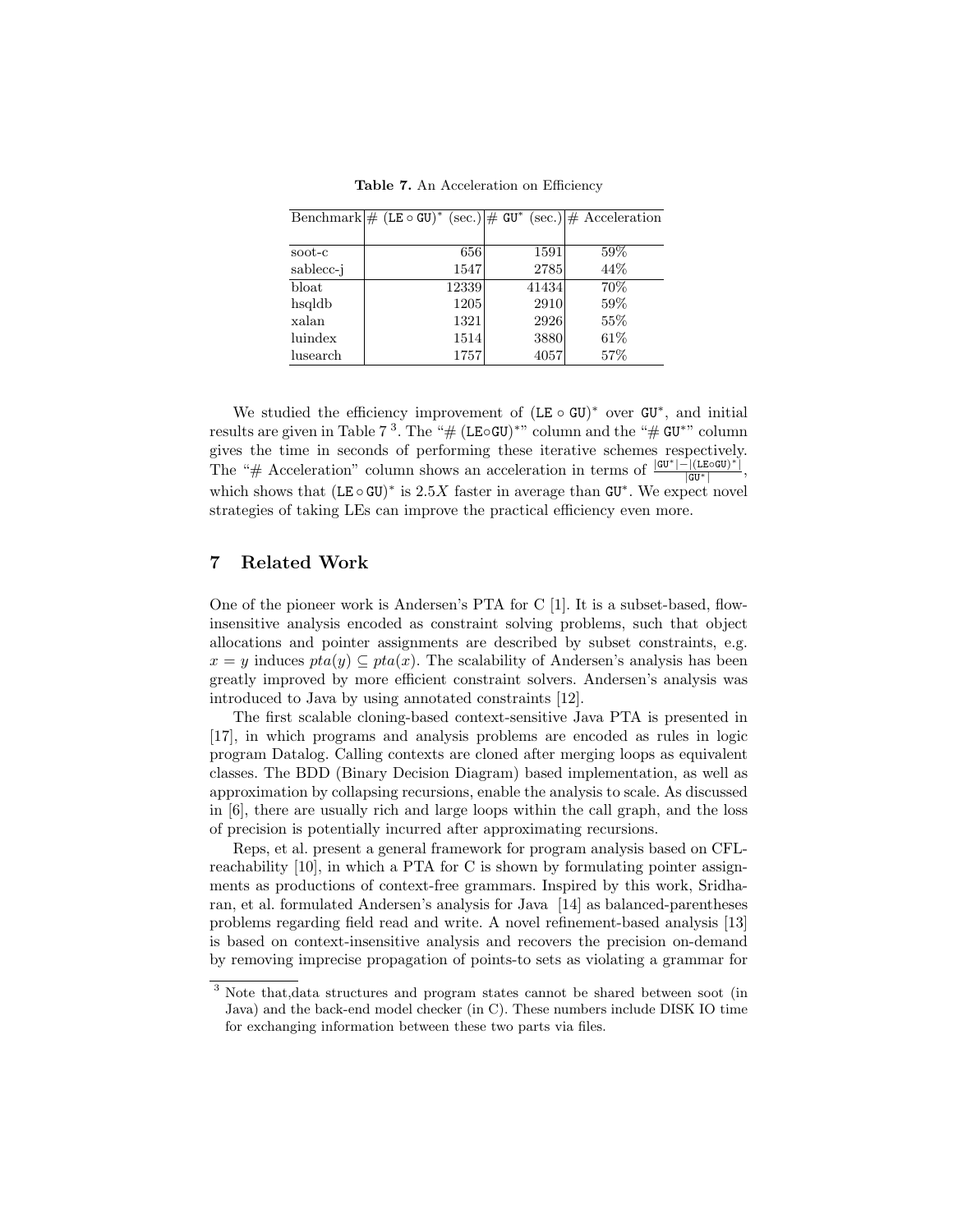**Table 7.** An Acceleration on Efficiency

| Benchmark | # $(\texttt{LE} \circ \texttt{GU})^*$ (sec.) | # $\texttt{GU}^*$ (sec.) | # Acceleration |
|---|---|---|---|
| soot-c | 656 | 1591 | 59% |
| sablecc-j | 1547 | 2785 | 44% |
| bloat | 12339 | 41434 | 70% |
| hsqldb | 1205 | 2910 | 59% |
| xalan | 1321 | 2926 | 55% |
| luindex | 1514 | 3880 | 61% |
| lusearch | 1757 | 4057 | 57% |

We studied the efficiency improvement of $(\texttt{LE} \circ \texttt{GU})^*$ over $\texttt{GU}^*$, and initial results are given in Table 7 [3]. The "# $(\texttt{LE}\circ\texttt{GU})^*$" column and the "# $\texttt{GU}^*$" column gives the time in seconds of performing these iterative schemes respectively. The "# Acceleration" column shows an acceleration in terms of $\frac{|\texttt{GU}^*|-|(\texttt{LE}\circ\texttt{GU})^*|}{|\texttt{GU}^*|}$, which shows that $(\texttt{LE} \circ \texttt{GU})^*$ is $2.5X$ faster in average than $\texttt{GU}^*$. We expect novel strategies of taking LEs can improve the practical efficiency even more.

## 7 Related Work

One of the pioneer work is Andersen's PTA for C [1]. It is a subset-based, flow-insensitive analysis encoded as constraint solving problems, such that object allocations and pointer assignments are described by subset constraints, e.g. $x = y$ induces $pta(y) \subseteq pta(x)$. The scalability of Andersen's analysis has been greatly improved by more efficient constraint solvers. Andersen's analysis was introduced to Java by using annotated constraints [12].

The first scalable cloning-based context-sensitive Java PTA is presented in [17], in which programs and analysis problems are encoded as rules in logic program Datalog. Calling contexts are cloned after merging loops as equivalent classes. The BDD (Binary Decision Diagram) based implementation, as well as approximation by collapsing recursions, enable the analysis to scale. As discussed in [6], there are usually rich and large loops within the call graph, and the loss of precision is potentially incurred after approximating recursions.

Reps, et al. present a general framework for program analysis based on CFL-reachability [10], in which a PTA for C is shown by formulating pointer assignments as productions of context-free grammars. Inspired by this work, Sridharan, et al. formulated Andersen's analysis for Java [14] as balanced-parentheses problems regarding field read and write. A novel refinement-based analysis [13] is based on context-insensitive analysis and recovers the precision on-demand by removing imprecise propagation of points-to sets as violating a grammar for

[3] Note that,data structures and program states cannot be shared between soot (in Java) and the back-end model checker (in C). These numbers include DISK IO time for exchanging information between these two parts via files.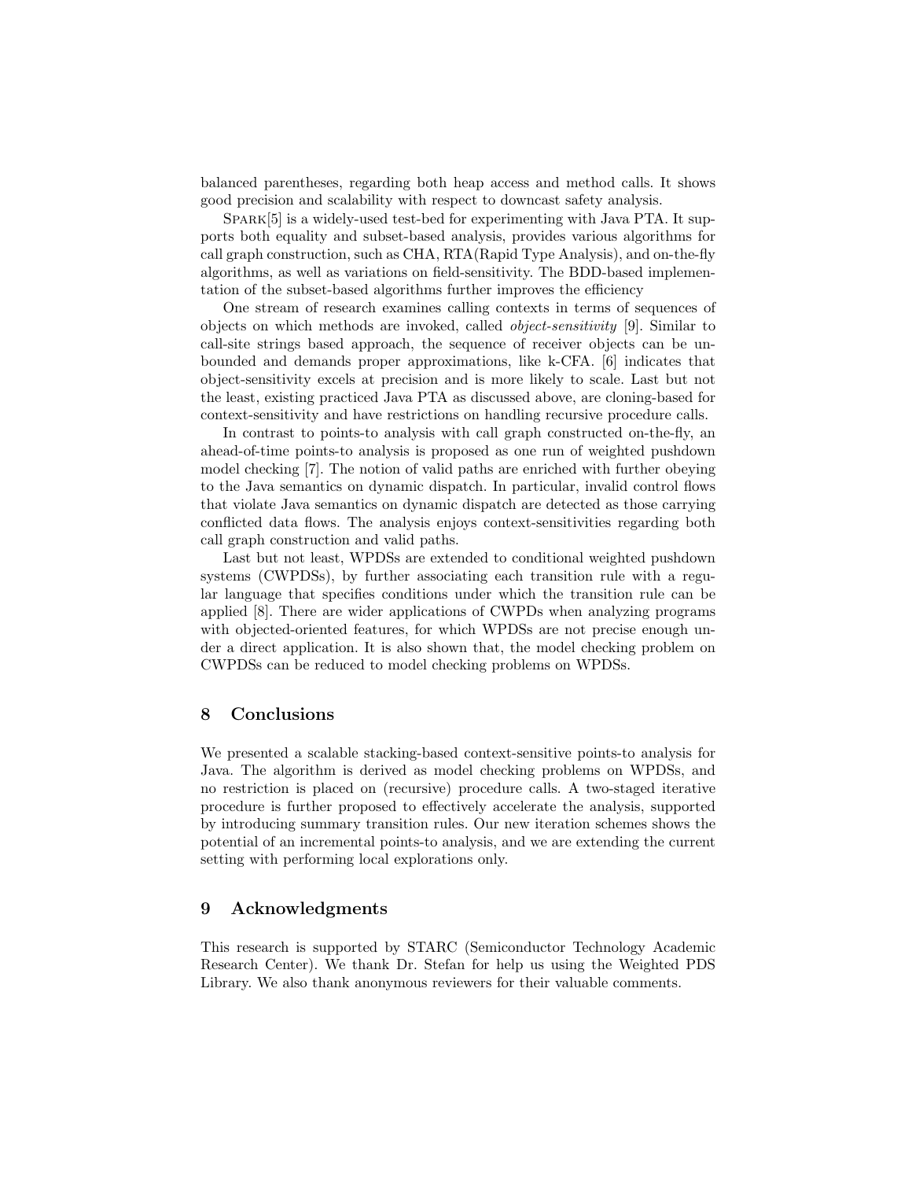balanced parentheses, regarding both heap access and method calls. It shows good precision and scalability with respect to downcast safety analysis.

Spark[5] is a widely-used test-bed for experimenting with Java PTA. It supports both equality and subset-based analysis, provides various algorithms for call graph construction, such as CHA, RTA(Rapid Type Analysis), and on-the-fly algorithms, as well as variations on field-sensitivity. The BDD-based implementation of the subset-based algorithms further improves the efficiency

One stream of research examines calling contexts in terms of sequences of objects on which methods are invoked, called *object-sensitivity* [9]. Similar to call-site strings based approach, the sequence of receiver objects can be unbounded and demands proper approximations, like k-CFA. [6] indicates that object-sensitivity excels at precision and is more likely to scale. Last but not the least, existing practiced Java PTA as discussed above, are cloning-based for context-sensitivity and have restrictions on handling recursive procedure calls.

In contrast to points-to analysis with call graph constructed on-the-fly, an ahead-of-time points-to analysis is proposed as one run of weighted pushdown model checking [7]. The notion of valid paths are enriched with further obeying to the Java semantics on dynamic dispatch. In particular, invalid control flows that violate Java semantics on dynamic dispatch are detected as those carrying conflicted data flows. The analysis enjoys context-sensitivities regarding both call graph construction and valid paths.

Last but not least, WPDSs are extended to conditional weighted pushdown systems (CWPDSs), by further associating each transition rule with a regular language that specifies conditions under which the transition rule can be applied [8]. There are wider applications of CWPDs when analyzing programs with objected-oriented features, for which WPDSs are not precise enough under a direct application. It is also shown that, the model checking problem on CWPDSs can be reduced to model checking problems on WPDSs.

## 8 Conclusions

We presented a scalable stacking-based context-sensitive points-to analysis for Java. The algorithm is derived as model checking problems on WPDSs, and no restriction is placed on (recursive) procedure calls. A two-staged iterative procedure is further proposed to effectively accelerate the analysis, supported by introducing summary transition rules. Our new iteration schemes shows the potential of an incremental points-to analysis, and we are extending the current setting with performing local explorations only.

## 9 Acknowledgments

This research is supported by STARC (Semiconductor Technology Academic Research Center). We thank Dr. Stefan for help us using the Weighted PDS Library. We also thank anonymous reviewers for their valuable comments.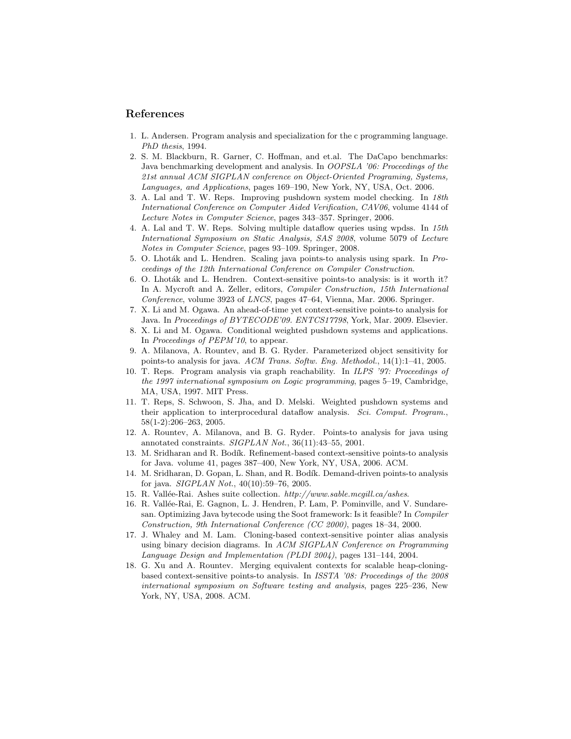## References

1. L. Andersen. Program analysis and specialization for the c programming language. *PhD thesis*, 1994.
2. S. M. Blackburn, R. Garner, C. Hoffman, and et.al. The DaCapo benchmarks: Java benchmarking development and analysis. In *OOPSLA '06: Proceedings of the 21st annual ACM SIGPLAN conference on Object-Oriented Programing, Systems, Languages, and Applications*, pages 169–190, New York, NY, USA, Oct. 2006.
3. A. Lal and T. W. Reps. Improving pushdown system model checking. In *18th International Conference on Computer Aided Verification, CAV06*, volume 4144 of *Lecture Notes in Computer Science*, pages 343–357. Springer, 2006.
4. A. Lal and T. W. Reps. Solving multiple dataflow queries using wpdss. In *15th International Symposium on Static Analysis, SAS 2008*, volume 5079 of *Lecture Notes in Computer Science*, pages 93–109. Springer, 2008.
5. O. Lhoták and L. Hendren. Scaling java points-to analysis using spark. In *Proceedings of the 12th International Conference on Compiler Construction*.
6. O. Lhoták and L. Hendren. Context-sensitive points-to analysis: is it worth it? In A. Mycroft and A. Zeller, editors, *Compiler Construction, 15th International Conference*, volume 3923 of *LNCS*, pages 47–64, Vienna, Mar. 2006. Springer.
7. X. Li and M. Ogawa. An ahead-of-time yet context-sensitive points-to analysis for Java. In *Proceedings of BYTECODE'09. ENTCS17798*, York, Mar. 2009. Elsevier.
8. X. Li and M. Ogawa. Conditional weighted pushdown systems and applications. In *Proceedings of PEPM'10*, to appear.
9. A. Milanova, A. Rountev, and B. G. Ryder. Parameterized object sensitivity for points-to analysis for java. *ACM Trans. Softw. Eng. Methodol.*, 14(1):1–41, 2005.
10. T. Reps. Program analysis via graph reachability. In *ILPS '97: Proceedings of the 1997 international symposium on Logic programming*, pages 5–19, Cambridge, MA, USA, 1997. MIT Press.
11. T. Reps, S. Schwoon, S. Jha, and D. Melski. Weighted pushdown systems and their application to interprocedural dataflow analysis. *Sci. Comput. Program.*, 58(1-2):206–263, 2005.
12. A. Rountev, A. Milanova, and B. G. Ryder. Points-to analysis for java using annotated constraints. *SIGPLAN Not.*, 36(11):43–55, 2001.
13. M. Sridharan and R. Bodík. Refinement-based context-sensitive points-to analysis for Java. volume 41, pages 387–400, New York, NY, USA, 2006. ACM.
14. M. Sridharan, D. Gopan, L. Shan, and R. Bodík. Demand-driven points-to analysis for java. *SIGPLAN Not.*, 40(10):59–76, 2005.
15. R. Vallée-Rai. Ashes suite collection. *http://www.sable.mcgill.ca/ashes*.
16. R. Vallée-Rai, E. Gagnon, L. J. Hendren, P. Lam, P. Pominville, and V. Sundaresan. Optimizing Java bytecode using the Soot framework: Is it feasible? In *Compiler Construction, 9th International Conference (CC 2000)*, pages 18–34, 2000.
17. J. Whaley and M. Lam. Cloning-based context-sensitive pointer alias analysis using binary decision diagrams. In *ACM SIGPLAN Conference on Programming Language Design and Implementation (PLDI 2004)*, pages 131–144, 2004.
18. G. Xu and A. Rountev. Merging equivalent contexts for scalable heap-cloning-based context-sensitive points-to analysis. In *ISSTA '08: Proceedings of the 2008 international symposium on Software testing and analysis*, pages 225–236, New York, NY, USA, 2008. ACM.